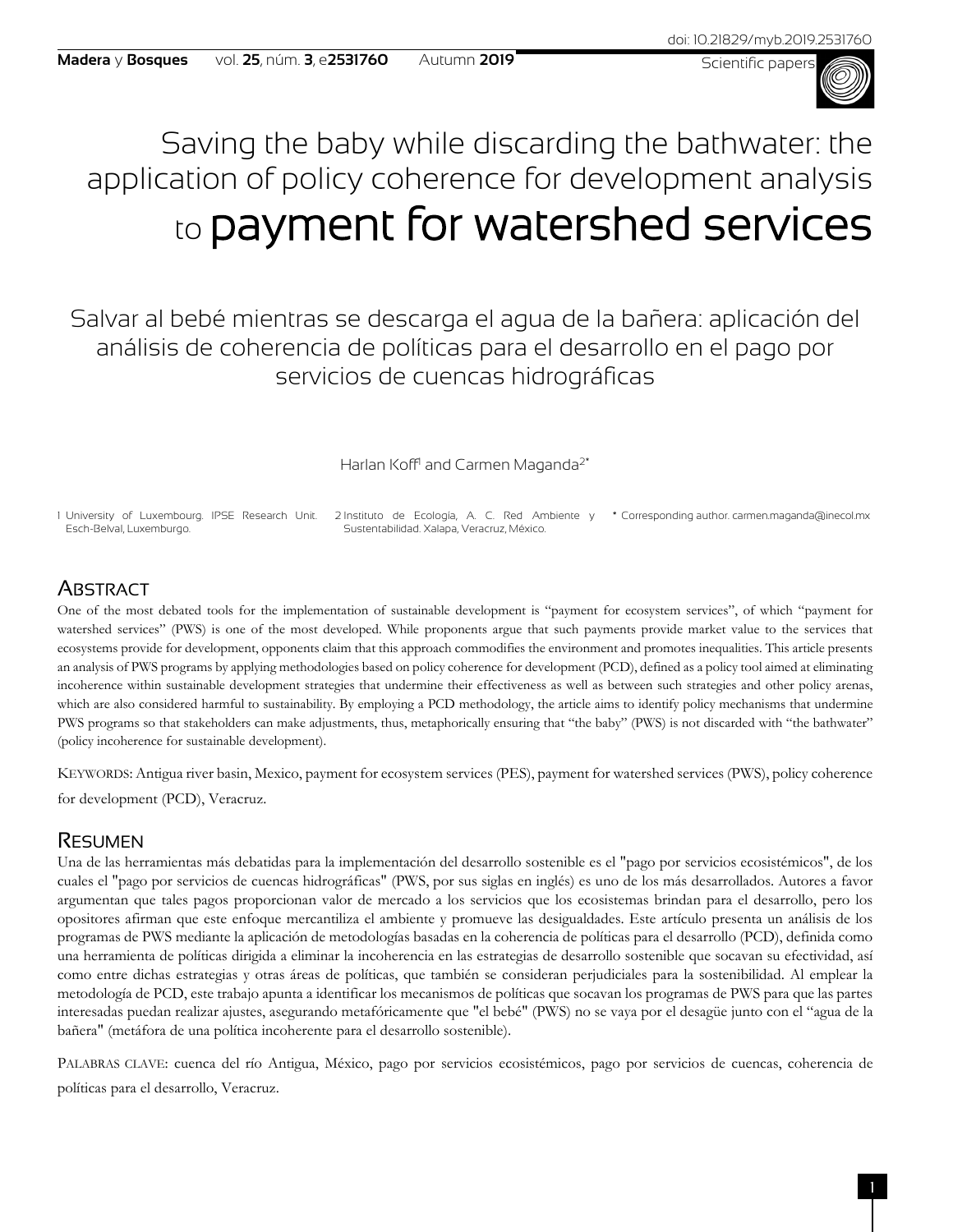doi: 10.21829/myb.2019.2531760

Scientific papers

# Saving the baby while discarding the bathwater: the application of policy coherence for development analysis to payment for watershed services

## Salvar al bebé mientras se descarga el agua de la bañera: aplicación del análisis de coherencia de políticas para el desarrollo en el pago por servicios de cuencas hidrográficas

Harlan Koff[1] and Carmen Maganda[2*]

1 University of Luxembourg. IPSE Research Unit. Esch-Belval, Luxemburgo.

2 Instituto de Ecología, A. C. Red Ambiente y Sustentabilidad. Xalapa, Veracruz, México.

* Corresponding author. carmen.maganda@inecol.mx

## Abstract

One of the most debated tools for the implementation of sustainable development is "payment for ecosystem services", of which "payment for watershed services" (PWS) is one of the most developed. While proponents argue that such payments provide market value to the services that ecosystems provide for development, opponents claim that this approach commodifies the environment and promotes inequalities. This article presents an analysis of PWS programs by applying methodologies based on policy coherence for development (PCD), defined as a policy tool aimed at eliminating incoherence within sustainable development strategies that undermine their effectiveness as well as between such strategies and other policy arenas, which are also considered harmful to sustainability. By employing a PCD methodology, the article aims to identify policy mechanisms that undermine PWS programs so that stakeholders can make adjustments, thus, metaphorically ensuring that "the baby" (PWS) is not discarded with "the bathwater" (policy incoherence for sustainable development).

Keywords: Antigua river basin, Mexico, payment for ecosystem services (PES), payment for watershed services (PWS), policy coherence for development (PCD), Veracruz.

## Resumen

Una de las herramientas más debatidas para la implementación del desarrollo sostenible es el "pago por servicios ecosistémicos", de los cuales el "pago por servicios de cuencas hidrográficas" (PWS, por sus siglas en inglés) es uno de los más desarrollados. Autores a favor argumentan que tales pagos proporcionan valor de mercado a los servicios que los ecosistemas brindan para el desarrollo, pero los opositores afirman que este enfoque mercantiliza el ambiente y promueve las desigualdades. Este artículo presenta un análisis de los programas de PWS mediante la aplicación de metodologías basadas en la coherencia de políticas para el desarrollo (PCD), definida como una herramienta de políticas dirigida a eliminar la incoherencia en las estrategias de desarrollo sostenible que socavan su efectividad, así como entre dichas estrategias y otras áreas de políticas, que también se consideran perjudiciales para la sostenibilidad. Al emplear la metodología de PCD, este trabajo apunta a identificar los mecanismos de políticas que socavan los programas de PWS para que las partes interesadas puedan realizar ajustes, asegurando metafóricamente que "el bebé" (PWS) no se vaya por el desagüe junto con el "agua de la bañera" (metáfora de una política incoherente para el desarrollo sostenible).

Palabras clave: cuenca del río Antigua, México, pago por servicios ecosistémicos, pago por servicios de cuencas, coherencia de políticas para el desarrollo, Veracruz.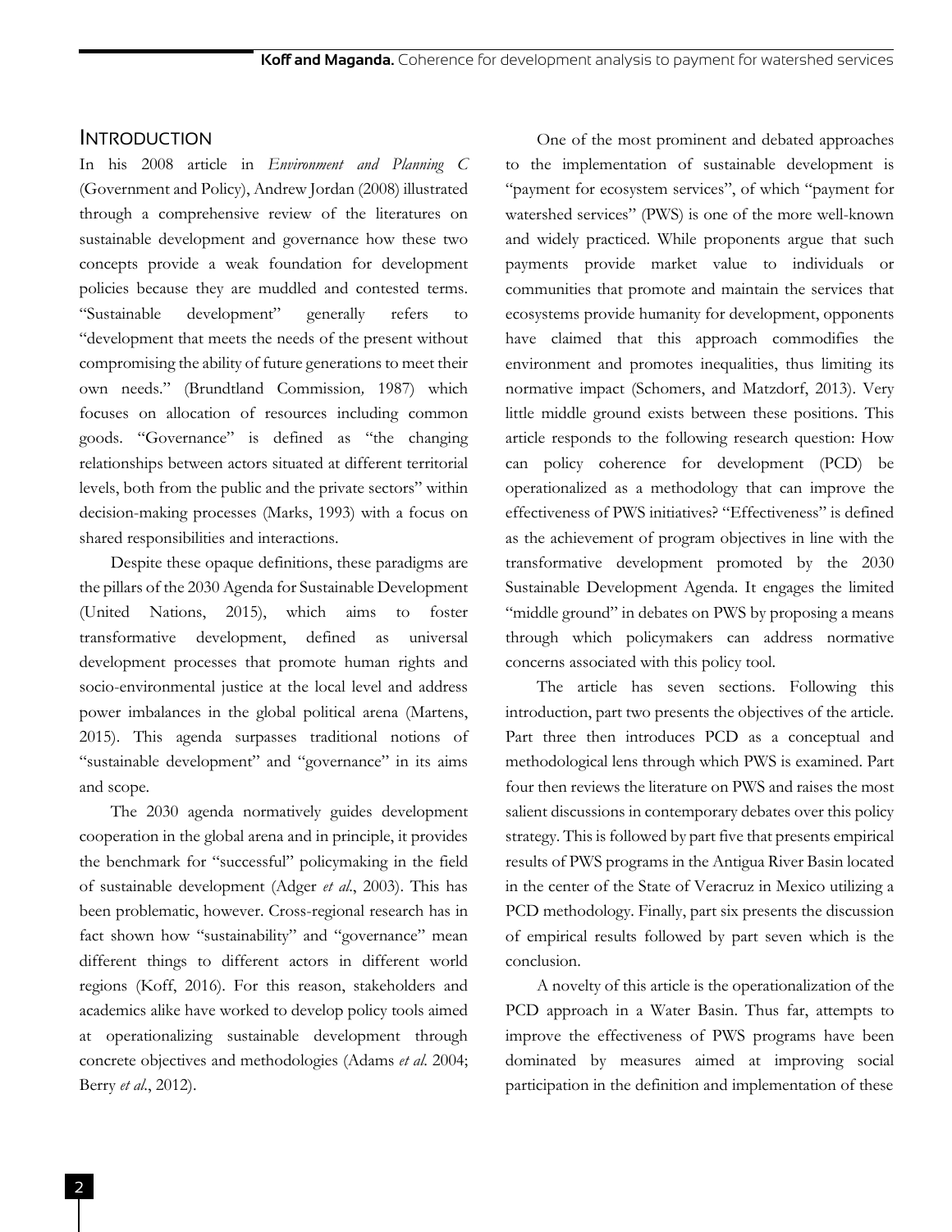## Introduction

In his 2008 article in *Environment and Planning C* (Government and Policy), Andrew Jordan (2008) illustrated through a comprehensive review of the literatures on sustainable development and governance how these two concepts provide a weak foundation for development policies because they are muddled and contested terms. "Sustainable development" generally refers to "development that meets the needs of the present without compromising the ability of future generations to meet their own needs." (Brundtland Commission*,* 1987) which focuses on allocation of resources including common goods. "Governance" is defined as "the changing relationships between actors situated at different territorial levels, both from the public and the private sectors" within decision-making processes (Marks, 1993) with a focus on shared responsibilities and interactions.

Despite these opaque definitions, these paradigms are the pillars of the 2030 Agenda for Sustainable Development (United Nations, 2015), which aims to foster transformative development, defined as universal development processes that promote human rights and socio-environmental justice at the local level and address power imbalances in the global political arena (Martens, 2015). This agenda surpasses traditional notions of "sustainable development" and "governance" in its aims and scope.

The 2030 agenda normatively guides development cooperation in the global arena and in principle, it provides the benchmark for "successful" policymaking in the field of sustainable development (Adger *et al*., 2003). This has been problematic, however. Cross-regional research has in fact shown how "sustainability" and "governance" mean different things to different actors in different world regions (Koff, 2016). For this reason, stakeholders and academics alike have worked to develop policy tools aimed at operationalizing sustainable development through concrete objectives and methodologies (Adams *et al*. 2004; Berry *et al*., 2012).

One of the most prominent and debated approaches to the implementation of sustainable development is "payment for ecosystem services", of which "payment for watershed services" (PWS) is one of the more well-known and widely practiced. While proponents argue that such payments provide market value to individuals or communities that promote and maintain the services that ecosystems provide humanity for development, opponents have claimed that this approach commodifies the environment and promotes inequalities, thus limiting its normative impact (Schomers, and Matzdorf, 2013). Very little middle ground exists between these positions. This article responds to the following research question: How can policy coherence for development (PCD) be operationalized as a methodology that can improve the effectiveness of PWS initiatives? "Effectiveness" is defined as the achievement of program objectives in line with the transformative development promoted by the 2030 Sustainable Development Agenda. It engages the limited "middle ground" in debates on PWS by proposing a means through which policymakers can address normative concerns associated with this policy tool.

The article has seven sections. Following this introduction, part two presents the objectives of the article. Part three then introduces PCD as a conceptual and methodological lens through which PWS is examined. Part four then reviews the literature on PWS and raises the most salient discussions in contemporary debates over this policy strategy. This is followed by part five that presents empirical results of PWS programs in the Antigua River Basin located in the center of the State of Veracruz in Mexico utilizing a PCD methodology. Finally, part six presents the discussion of empirical results followed by part seven which is the conclusion.

A novelty of this article is the operationalization of the PCD approach in a Water Basin. Thus far, attempts to improve the effectiveness of PWS programs have been dominated by measures aimed at improving social participation in the definition and implementation of these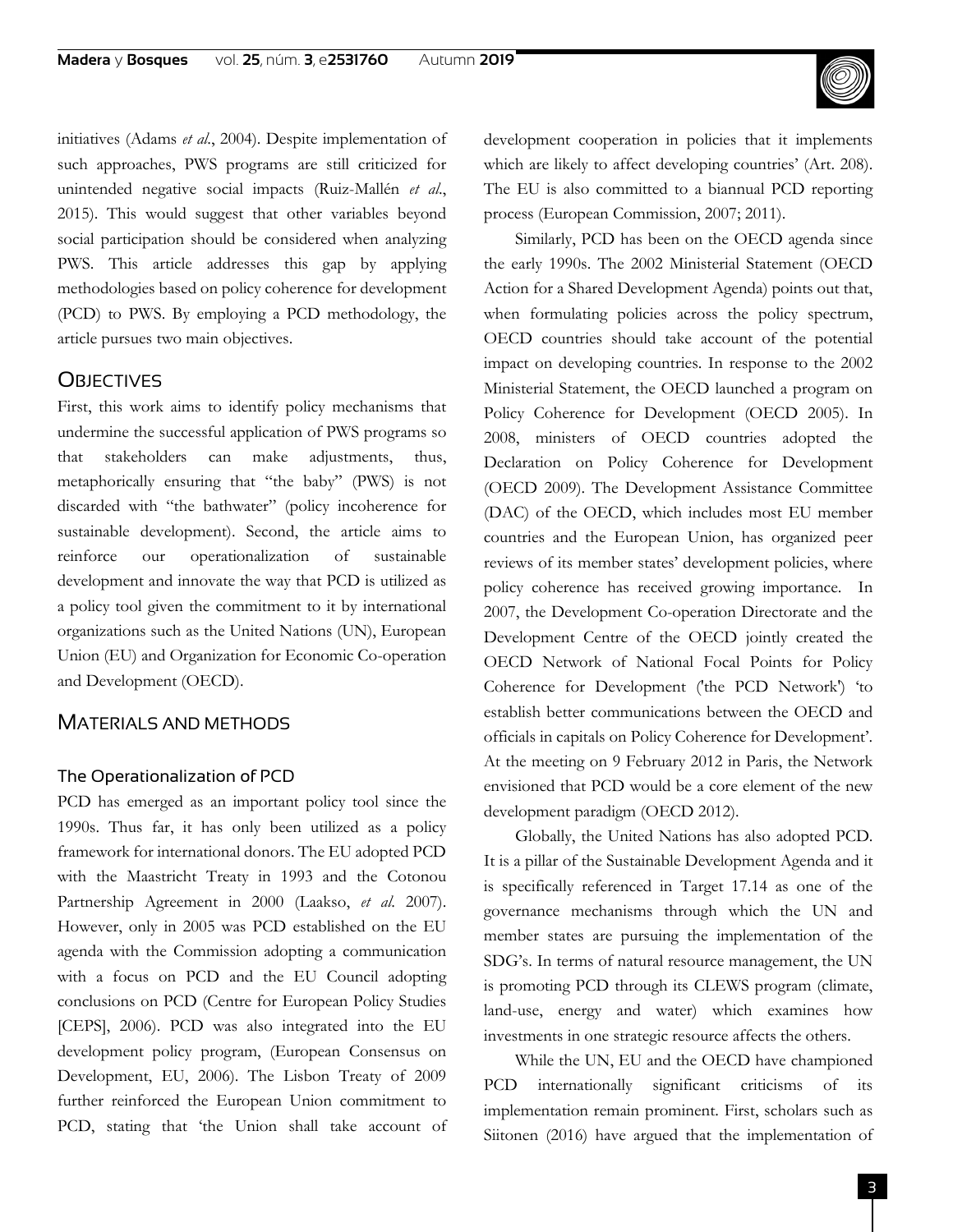initiatives (Adams *et al*., 2004). Despite implementation of such approaches, PWS programs are still criticized for unintended negative social impacts (Ruiz-Mallén *et al*., 2015). This would suggest that other variables beyond social participation should be considered when analyzing PWS. This article addresses this gap by applying methodologies based on policy coherence for development (PCD) to PWS. By employing a PCD methodology, the article pursues two main objectives.

## Objectives

First, this work aims to identify policy mechanisms that undermine the successful application of PWS programs so that stakeholders can make adjustments, thus, metaphorically ensuring that "the baby" (PWS) is not discarded with "the bathwater" (policy incoherence for sustainable development). Second, the article aims to reinforce our operationalization of sustainable development and innovate the way that PCD is utilized as a policy tool given the commitment to it by international organizations such as the United Nations (UN), European Union (EU) and Organization for Economic Co-operation and Development (OECD).

## Materials and methods

### The Operationalization of PCD

PCD has emerged as an important policy tool since the 1990s. Thus far, it has only been utilized as a policy framework for international donors. The EU adopted PCD with the Maastricht Treaty in 1993 and the Cotonou Partnership Agreement in 2000 (Laakso, *et al*. 2007). However, only in 2005 was PCD established on the EU agenda with the Commission adopting a communication with a focus on PCD and the EU Council adopting conclusions on PCD (Centre for European Policy Studies [CEPS], 2006). PCD was also integrated into the EU development policy program, (European Consensus on Development, EU, 2006). The Lisbon Treaty of 2009 further reinforced the European Union commitment to PCD, stating that 'the Union shall take account of development cooperation in policies that it implements which are likely to affect developing countries' (Art. 208). The EU is also committed to a biannual PCD reporting process (European Commission, 2007; 2011).

Similarly, PCD has been on the OECD agenda since the early 1990s. The 2002 Ministerial Statement (OECD Action for a Shared Development Agenda) points out that, when formulating policies across the policy spectrum, OECD countries should take account of the potential impact on developing countries. In response to the 2002 Ministerial Statement, the OECD launched a program on Policy Coherence for Development (OECD 2005). In 2008, ministers of OECD countries adopted the Declaration on Policy Coherence for Development (OECD 2009). The Development Assistance Committee (DAC) of the OECD, which includes most EU member countries and the European Union, has organized peer reviews of its member states' development policies, where policy coherence has received growing importance. In 2007, the Development Co-operation Directorate and the Development Centre of the OECD jointly created the OECD Network of National Focal Points for Policy Coherence for Development ('the PCD Network') 'to establish better communications between the OECD and officials in capitals on Policy Coherence for Development'. At the meeting on 9 February 2012 in Paris, the Network envisioned that PCD would be a core element of the new development paradigm (OECD 2012).

Globally, the United Nations has also adopted PCD. It is a pillar of the Sustainable Development Agenda and it is specifically referenced in Target 17.14 as one of the governance mechanisms through which the UN and member states are pursuing the implementation of the SDG's. In terms of natural resource management, the UN is promoting PCD through its CLEWS program (climate, land-use, energy and water) which examines how investments in one strategic resource affects the others.

While the UN, EU and the OECD have championed PCD internationally significant criticisms of its implementation remain prominent. First, scholars such as Siitonen (2016) have argued that the implementation of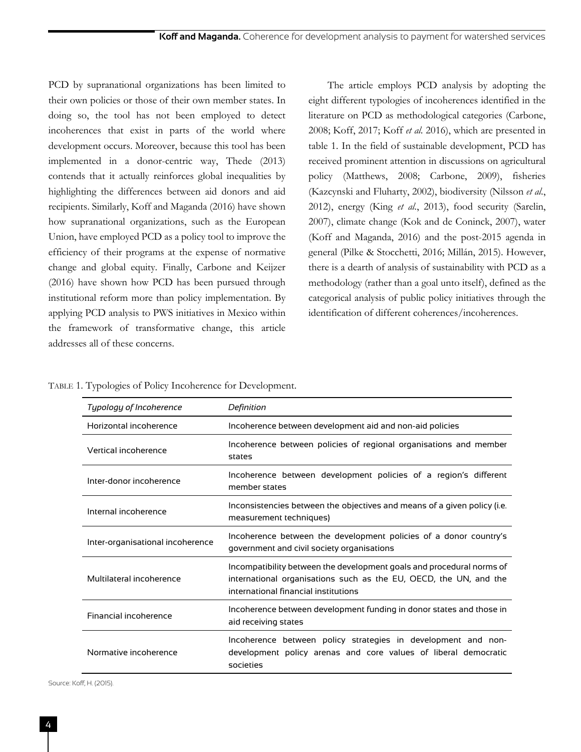PCD by supranational organizations has been limited to their own policies or those of their own member states. In doing so, the tool has not been employed to detect incoherences that exist in parts of the world where development occurs. Moreover, because this tool has been implemented in a donor-centric way, Thede (2013) contends that it actually reinforces global inequalities by highlighting the differences between aid donors and aid recipients. Similarly, Koff and Maganda (2016) have shown how supranational organizations, such as the European Union, have employed PCD as a policy tool to improve the efficiency of their programs at the expense of normative change and global equity. Finally, Carbone and Keijzer (2016) have shown how PCD has been pursued through institutional reform more than policy implementation. By applying PCD analysis to PWS initiatives in Mexico within the framework of transformative change, this article addresses all of these concerns.

The article employs PCD analysis by adopting the eight different typologies of incoherences identified in the literature on PCD as methodological categories (Carbone, 2008; Koff, 2017; Koff *et al.* 2016), which are presented in table 1. In the field of sustainable development, PCD has received prominent attention in discussions on agricultural policy (Matthews, 2008; Carbone, 2009), fisheries (Kazcynski and Fluharty, 2002), biodiversity (Nilsson *et al.*, 2012), energy (King *et al.*, 2013), food security (Sarelin, 2007), climate change (Kok and de Coninck, 2007), water (Koff and Maganda, 2016) and the post-2015 agenda in general (Pilke & Stocchetti, 2016; Millán, 2015). However, there is a dearth of analysis of sustainability with PCD as a methodology (rather than a goal unto itself), defined as the categorical analysis of public policy initiatives through the identification of different coherences/incoherences.

TABLE 1. Typologies of Policy Incoherence for Development.

| *Typology of Incoherence* | *Definition* |
|---|---|
| Horizontal incoherence | Incoherence between development aid and non-aid policies |
| Vertical incoherence | Incoherence between policies of regional organisations and member states |
| Inter-donor incoherence | Incoherence between development policies of a region's different member states |
| Internal incoherence | Inconsistencies between the objectives and means of a given policy (i.e. measurement techniques) |
| Inter-organisational incoherence | Incoherence between the development policies of a donor country's government and civil society organisations |
| Multilateral incoherence | Incompatibility between the development goals and procedural norms of international organisations such as the EU, OECD, the UN, and the international financial institutions |
| Financial incoherence | Incoherence between development funding in donor states and those in aid receiving states |
| Normative incoherence | Incoherence between policy strategies in development and non-development policy arenas and core values of liberal democratic societies |

Source: Koff, H. (2015).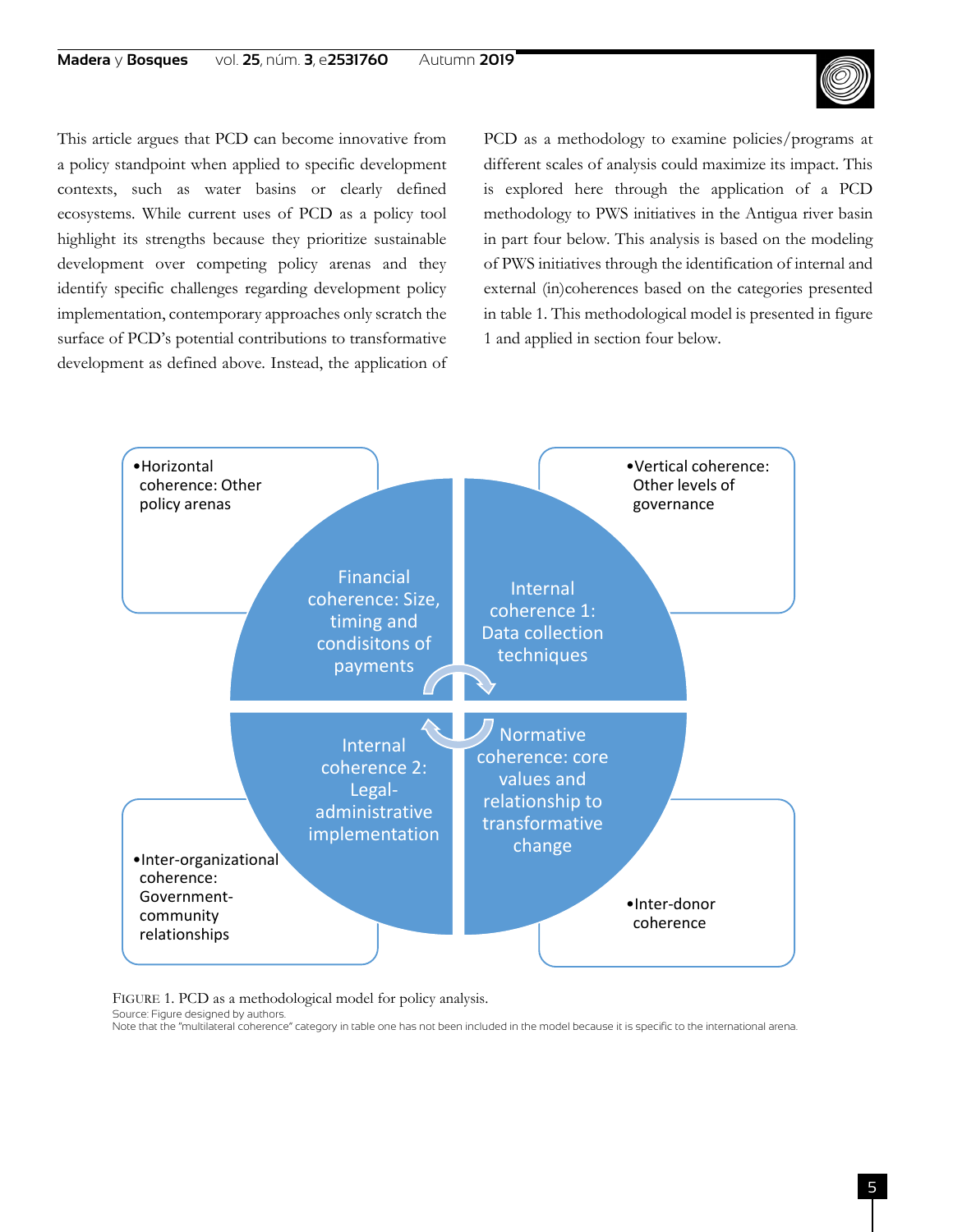This article argues that PCD can become innovative from a policy standpoint when applied to specific development contexts, such as water basins or clearly defined ecosystems. While current uses of PCD as a policy tool highlight its strengths because they prioritize sustainable development over competing policy arenas and they identify specific challenges regarding development policy implementation, contemporary approaches only scratch the surface of PCD's potential contributions to transformative development as defined above. Instead, the application of PCD as a methodology to examine policies/programs at different scales of analysis could maximize its impact. This is explored here through the application of a PCD methodology to PWS initiatives in the Antigua river basin in part four below. This analysis is based on the modeling of PWS initiatives through the identification of internal and external (in)coherences based on the categories presented in table 1. This methodological model is presented in figure 1 and applied in section four below.

- Horizontal coherence: Other policy arenas
- Vertical coherence: Other levels of governance
- Inter-organizational coherence: Government-community relationships
- Inter-donor coherence

Financial coherence: Size, timing and condisitons of payments

Internal coherence 1: Data collection techniques

Internal coherence 2: Legal-administrative implementation

Normative coherence: core values and relationship to transformative change

FIGURE 1. PCD as a methodological model for policy analysis.
Source: Figure designed by authors.
Note that the "multilateral coherence" category in table one has not been included in the model because it is specific to the international arena.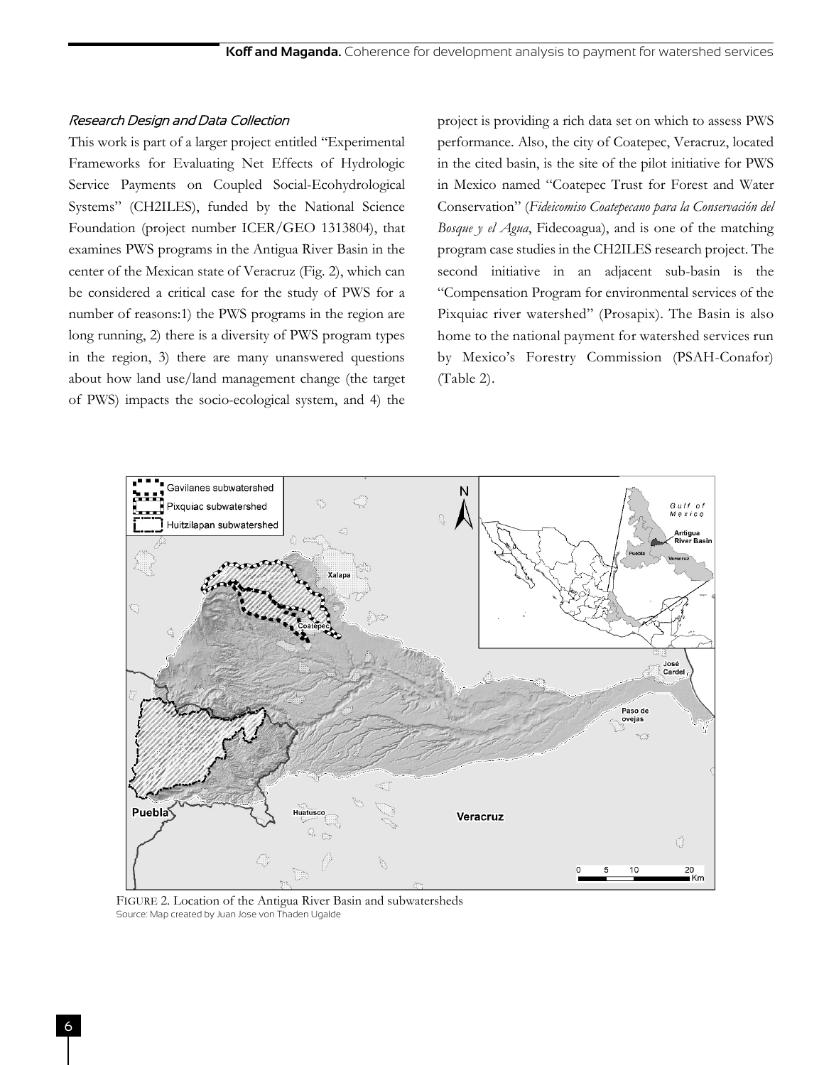### *Research Design and Data Collection*

This work is part of a larger project entitled "Experimental Frameworks for Evaluating Net Effects of Hydrologic Service Payments on Coupled Social-Ecohydrological Systems" (CH2ILES), funded by the National Science Foundation (project number ICER/GEO 1313804), that examines PWS programs in the Antigua River Basin in the center of the Mexican state of Veracruz (Fig. 2), which can be considered a critical case for the study of PWS for a number of reasons:1) the PWS programs in the region are long running, 2) there is a diversity of PWS program types in the region, 3) there are many unanswered questions about how land use/land management change (the target of PWS) impacts the socio-ecological system, and 4) the project is providing a rich data set on which to assess PWS performance. Also, the city of Coatepec, Veracruz, located in the cited basin, is the site of the pilot initiative for PWS in Mexico named "Coatepec Trust for Forest and Water Conservation" (*Fideicomiso Coatepecano para la Conservación del Bosque y el Agua*, Fidecoagua), and is one of the matching program case studies in the CH2ILES research project. The second initiative in an adjacent sub-basin is the "Compensation Program for environmental services of the Pixquiac river watershed" (Prosapix). The Basin is also home to the national payment for watershed services run by Mexico's Forestry Commission (PSAH-Conafor) (Table 2).

FIGURE 2. Location of the Antigua River Basin and subwatersheds
Source: Map created by Juan Jose von Thaden Ugalde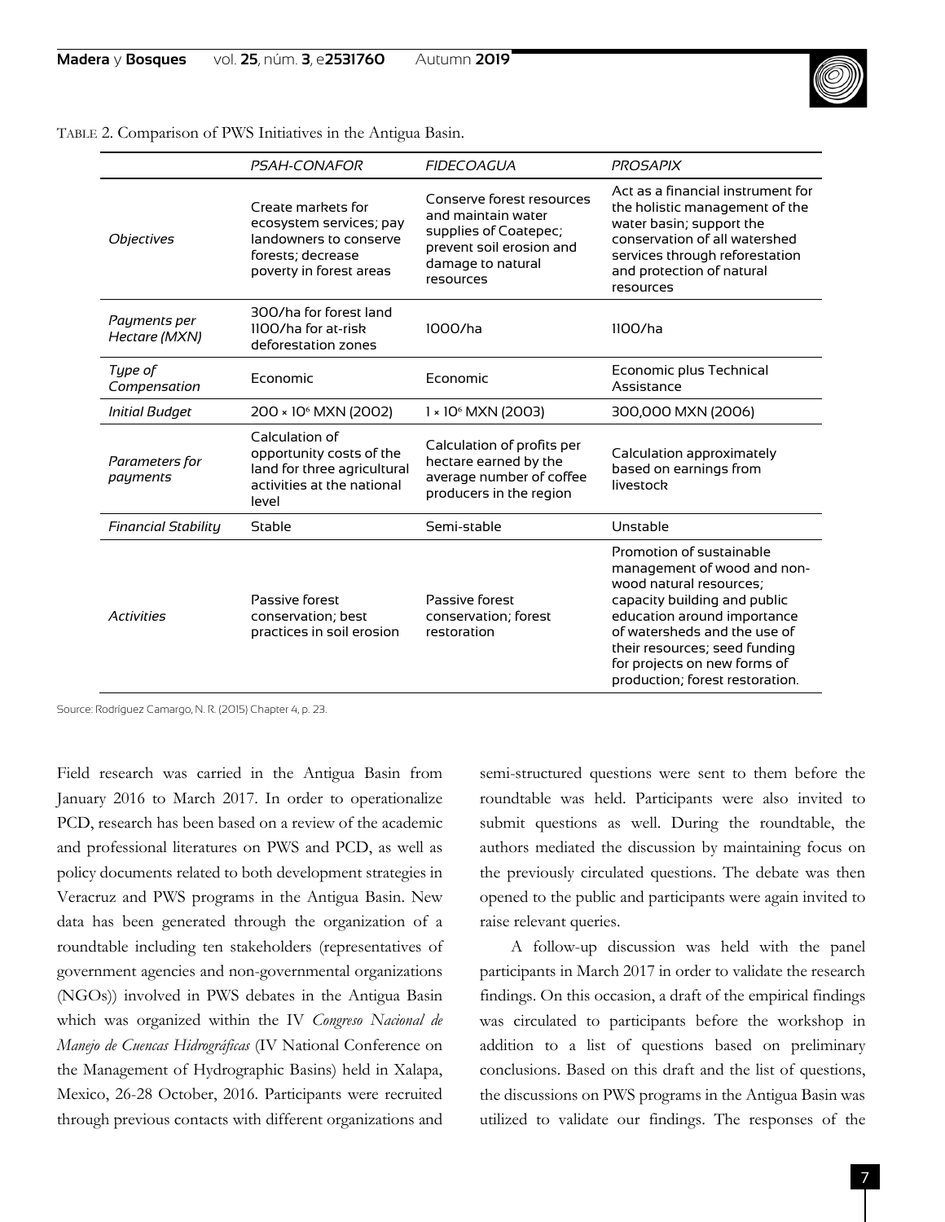TABLE 2. Comparison of PWS Initiatives in the Antigua Basin.

| | *PSAH-CONAFOR* | *FIDECOAGUA* | *PROSAPIX* |
|---|---|---|---|
| *Objectives* | Create markets for ecosystem services; pay landowners to conserve forests; decrease poverty in forest areas | Conserve forest resources and maintain water supplies of Coatepec; prevent soil erosion and damage to natural resources | Act as a financial instrument for the holistic management of the water basin; support the conservation of all watershed services through reforestation and protection of natural resources |
| *Payments per Hectare (MXN)* | 300/ha for forest land 1100/ha for at-risk deforestation zones | 1000/ha | 1100/ha |
| *Type of Compensation* | Economic | Economic | Economic plus Technical Assistance |
| *Initial Budget* | $200 \times 10^6$ MXN (2002) | $1 \times 10^6$ MXN (2003) | 300,000 MXN (2006) |
| *Parameters for payments* | Calculation of opportunity costs of the land for three agricultural activities at the national level | Calculation of profits per hectare earned by the average number of coffee producers in the region | Calculation approximately based on earnings from livestock |
| *Financial Stability* | Stable | Semi-stable | Unstable |
| *Activities* | Passive forest conservation; best practices in soil erosion | Passive forest conservation; forest restoration | Promotion of sustainable management of wood and non-wood natural resources; capacity building and public education around importance of watersheds and the use of their resources; seed funding for projects on new forms of production; forest restoration. |

Source: Rodríguez Camargo, N. R. (2015) Chapter 4, p. 23.

Field research was carried in the Antigua Basin from January 2016 to March 2017. In order to operationalize PCD, research has been based on a review of the academic and professional literatures on PWS and PCD, as well as policy documents related to both development strategies in Veracruz and PWS programs in the Antigua Basin. New data has been generated through the organization of a roundtable including ten stakeholders (representatives of government agencies and non-governmental organizations (NGOs)) involved in PWS debates in the Antigua Basin which was organized within the IV *Congreso Nacional de Manejo de Cuencas Hidrográficas* (IV National Conference on the Management of Hydrographic Basins) held in Xalapa, Mexico, 26-28 October, 2016. Participants were recruited through previous contacts with different organizations and semi-structured questions were sent to them before the roundtable was held. Participants were also invited to submit questions as well. During the roundtable, the authors mediated the discussion by maintaining focus on the previously circulated questions. The debate was then opened to the public and participants were again invited to raise relevant queries.

A follow-up discussion was held with the panel participants in March 2017 in order to validate the research findings. On this occasion, a draft of the empirical findings was circulated to participants before the workshop in addition to a list of questions based on preliminary conclusions. Based on this draft and the list of questions, the discussions on PWS programs in the Antigua Basin was utilized to validate our findings. The responses of the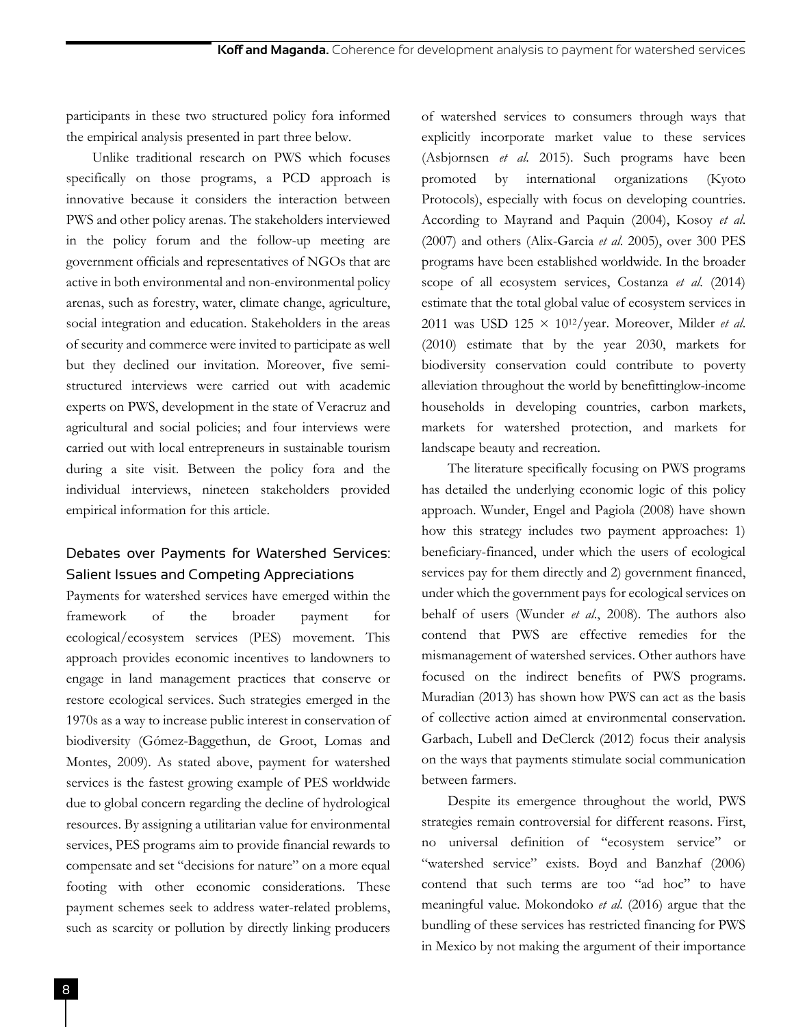participants in these two structured policy fora informed the empirical analysis presented in part three below.

Unlike traditional research on PWS which focuses specifically on those programs, a PCD approach is innovative because it considers the interaction between PWS and other policy arenas. The stakeholders interviewed in the policy forum and the follow-up meeting are government officials and representatives of NGOs that are active in both environmental and non-environmental policy arenas, such as forestry, water, climate change, agriculture, social integration and education. Stakeholders in the areas of security and commerce were invited to participate as well but they declined our invitation. Moreover, five semi-structured interviews were carried out with academic experts on PWS, development in the state of Veracruz and agricultural and social policies; and four interviews were carried out with local entrepreneurs in sustainable tourism during a site visit. Between the policy fora and the individual interviews, nineteen stakeholders provided empirical information for this article.

## Debates over Payments for Watershed Services: Salient Issues and Competing Appreciations

Payments for watershed services have emerged within the framework of the broader payment for ecological/ecosystem services (PES) movement. This approach provides economic incentives to landowners to engage in land management practices that conserve or restore ecological services. Such strategies emerged in the 1970s as a way to increase public interest in conservation of biodiversity (Gómez-Baggethun, de Groot, Lomas and Montes, 2009). As stated above, payment for watershed services is the fastest growing example of PES worldwide due to global concern regarding the decline of hydrological resources. By assigning a utilitarian value for environmental services, PES programs aim to provide financial rewards to compensate and set "decisions for nature" on a more equal footing with other economic considerations. These payment schemes seek to address water-related problems, such as scarcity or pollution by directly linking producers of watershed services to consumers through ways that explicitly incorporate market value to these services (Asbjornsen *et al.* 2015). Such programs have been promoted by international organizations (Kyoto Protocols), especially with focus on developing countries. According to Mayrand and Paquin (2004), Kosoy *et al.* (2007) and others (Alix-Garcia *et al.* 2005), over 300 PES programs have been established worldwide. In the broader scope of all ecosystem services, Costanza *et al.* (2014) estimate that the total global value of ecosystem services in 2011 was USD $125 \times 10^{12}$/year. Moreover, Milder *et al.* (2010) estimate that by the year 2030, markets for biodiversity conservation could contribute to poverty alleviation throughout the world by benefittinglow-income households in developing countries, carbon markets, markets for watershed protection, and markets for landscape beauty and recreation.

The literature specifically focusing on PWS programs has detailed the underlying economic logic of this policy approach. Wunder, Engel and Pagiola (2008) have shown how this strategy includes two payment approaches: 1) beneficiary-financed, under which the users of ecological services pay for them directly and 2) government financed, under which the government pays for ecological services on behalf of users (Wunder *et al.*, 2008). The authors also contend that PWS are effective remedies for the mismanagement of watershed services. Other authors have focused on the indirect benefits of PWS programs. Muradian (2013) has shown how PWS can act as the basis of collective action aimed at environmental conservation. Garbach, Lubell and DeClerck (2012) focus their analysis on the ways that payments stimulate social communication between farmers.

Despite its emergence throughout the world, PWS strategies remain controversial for different reasons. First, no universal definition of "ecosystem service" or "watershed service" exists. Boyd and Banzhaf (2006) contend that such terms are too "ad hoc" to have meaningful value. Mokondoko *et al.* (2016) argue that the bundling of these services has restricted financing for PWS in Mexico by not making the argument of their importance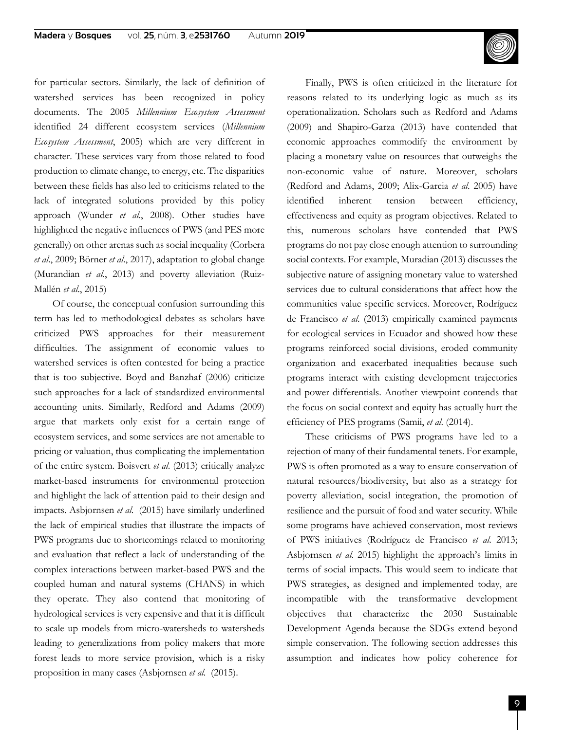for particular sectors. Similarly, the lack of definition of watershed services has been recognized in policy documents. The 2005 *Millennium Ecosystem Assessment* identified 24 different ecosystem services (*Millennium Ecosystem Assessment*, 2005) which are very different in character. These services vary from those related to food production to climate change, to energy, etc. The disparities between these fields has also led to criticisms related to the lack of integrated solutions provided by this policy approach (Wunder *et al*., 2008). Other studies have highlighted the negative influences of PWS (and PES more generally) on other arenas such as social inequality (Corbera *et al*., 2009; Börner *et al*., 2017), adaptation to global change (Murandian *et al*., 2013) and poverty alleviation (Ruiz-Mallén *et al*., 2015)

Of course, the conceptual confusion surrounding this term has led to methodological debates as scholars have criticized PWS approaches for their measurement difficulties. The assignment of economic values to watershed services is often contested for being a practice that is too subjective. Boyd and Banzhaf (2006) criticize such approaches for a lack of standardized environmental accounting units. Similarly, Redford and Adams (2009) argue that markets only exist for a certain range of ecosystem services, and some services are not amenable to pricing or valuation, thus complicating the implementation of the entire system. Boisvert *et al*. (2013) critically analyze market-based instruments for environmental protection and highlight the lack of attention paid to their design and impacts. Asbjornsen *et al*. (2015) have similarly underlined the lack of empirical studies that illustrate the impacts of PWS programs due to shortcomings related to monitoring and evaluation that reflect a lack of understanding of the complex interactions between market-based PWS and the coupled human and natural systems (CHANS) in which they operate. They also contend that monitoring of hydrological services is very expensive and that it is difficult to scale up models from micro-watersheds to watersheds leading to generalizations from policy makers that more forest leads to more service provision, which is a risky proposition in many cases (Asbjornsen *et al*. (2015).

Finally, PWS is often criticized in the literature for reasons related to its underlying logic as much as its operationalization. Scholars such as Redford and Adams (2009) and Shapiro-Garza (2013) have contended that economic approaches commodify the environment by placing a monetary value on resources that outweighs the non-economic value of nature. Moreover, scholars (Redford and Adams, 2009; Alix-Garcia *et al*. 2005) have identified inherent tension between efficiency, effectiveness and equity as program objectives. Related to this, numerous scholars have contended that PWS programs do not pay close enough attention to surrounding social contexts. For example, Muradian (2013) discusses the subjective nature of assigning monetary value to watershed services due to cultural considerations that affect how the communities value specific services. Moreover, Rodríguez de Francisco *et al*. (2013) empirically examined payments for ecological services in Ecuador and showed how these programs reinforced social divisions, eroded community organization and exacerbated inequalities because such programs interact with existing development trajectories and power differentials. Another viewpoint contends that the focus on social context and equity has actually hurt the efficiency of PES programs (Samii, *et al*. (2014).

These criticisms of PWS programs have led to a rejection of many of their fundamental tenets. For example, PWS is often promoted as a way to ensure conservation of natural resources/biodiversity, but also as a strategy for poverty alleviation, social integration, the promotion of resilience and the pursuit of food and water security. While some programs have achieved conservation, most reviews of PWS initiatives (Rodríguez de Francisco *et al*. 2013; Asbjornsen *et al*. 2015) highlight the approach's limits in terms of social impacts. This would seem to indicate that PWS strategies, as designed and implemented today, are incompatible with the transformative development objectives that characterize the 2030 Sustainable Development Agenda because the SDGs extend beyond simple conservation. The following section addresses this assumption and indicates how policy coherence for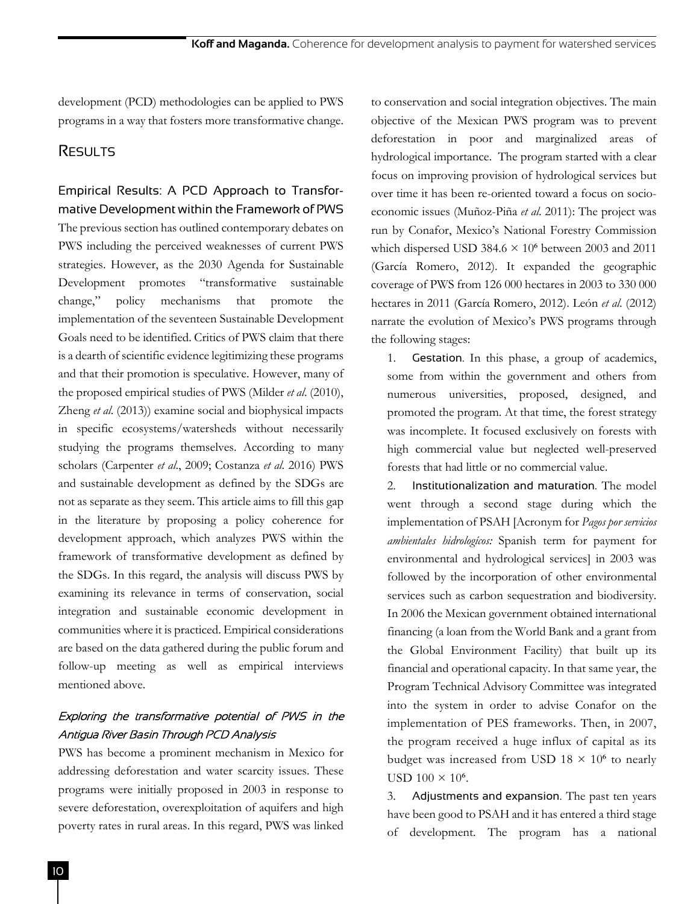development (PCD) methodologies can be applied to PWS programs in a way that fosters more transformative change.

# Results

## Empirical Results: A PCD Approach to Transformative Development within the Framework of PWS

The previous section has outlined contemporary debates on PWS including the perceived weaknesses of current PWS strategies. However, as the 2030 Agenda for Sustainable Development promotes "transformative sustainable change," policy mechanisms that promote the implementation of the seventeen Sustainable Development Goals need to be identified. Critics of PWS claim that there is a dearth of scientific evidence legitimizing these programs and that their promotion is speculative. However, many of the proposed empirical studies of PWS (Milder *et al*. (2010), Zheng *et al*. (2013)) examine social and biophysical impacts in specific ecosystems/watersheds without necessarily studying the programs themselves. According to many scholars (Carpenter *et al*., 2009; Costanza *et al*. 2016) PWS and sustainable development as defined by the SDGs are not as separate as they seem. This article aims to fill this gap in the literature by proposing a policy coherence for development approach, which analyzes PWS within the framework of transformative development as defined by the SDGs. In this regard, the analysis will discuss PWS by examining its relevance in terms of conservation, social integration and sustainable economic development in communities where it is practiced. Empirical considerations are based on the data gathered during the public forum and follow-up meeting as well as empirical interviews mentioned above.

### *Exploring the transformative potential of PWS in the Antigua River Basin Through PCD Analysis*

PWS has become a prominent mechanism in Mexico for addressing deforestation and water scarcity issues. These programs were initially proposed in 2003 in response to severe deforestation, overexploitation of aquifers and high poverty rates in rural areas. In this regard, PWS was linked to conservation and social integration objectives. The main objective of the Mexican PWS program was to prevent deforestation in poor and marginalized areas of hydrological importance. The program started with a clear focus on improving provision of hydrological services but over time it has been re-oriented toward a focus on socio-economic issues (Muñoz-Piña *et al*. 2011): The project was run by Conafor, Mexico's National Forestry Commission which dispersed USD $384.6 \times 10^6$ between 2003 and 2011 (García Romero, 2012). It expanded the geographic coverage of PWS from 126 000 hectares in 2003 to 330 000 hectares in 2011 (García Romero, 2012). León *et al*. (2012) narrate the evolution of Mexico's PWS programs through the following stages:

1. Gestation. In this phase, a group of academics, some from within the government and others from numerous universities, proposed, designed, and promoted the program. At that time, the forest strategy was incomplete. It focused exclusively on forests with high commercial value but neglected well-preserved forests that had little or no commercial value.
2. Institutionalization and maturation. The model went through a second stage during which the implementation of PSAH [Acronym for *Pagos por servicios ambientales hidrologícos:* Spanish term for payment for environmental and hydrological services] in 2003 was followed by the incorporation of other environmental services such as carbon sequestration and biodiversity. In 2006 the Mexican government obtained international financing (a loan from the World Bank and a grant from the Global Environment Facility) that built up its financial and operational capacity. In that same year, the Program Technical Advisory Committee was integrated into the system in order to advise Conafor on the implementation of PES frameworks. Then, in 2007, the program received a huge influx of capital as its budget was increased from USD $18 \times 10^6$ to nearly USD $100 \times 10^6$.
3. Adjustments and expansion. The past ten years have been good to PSAH and it has entered a third stage of development. The program has a national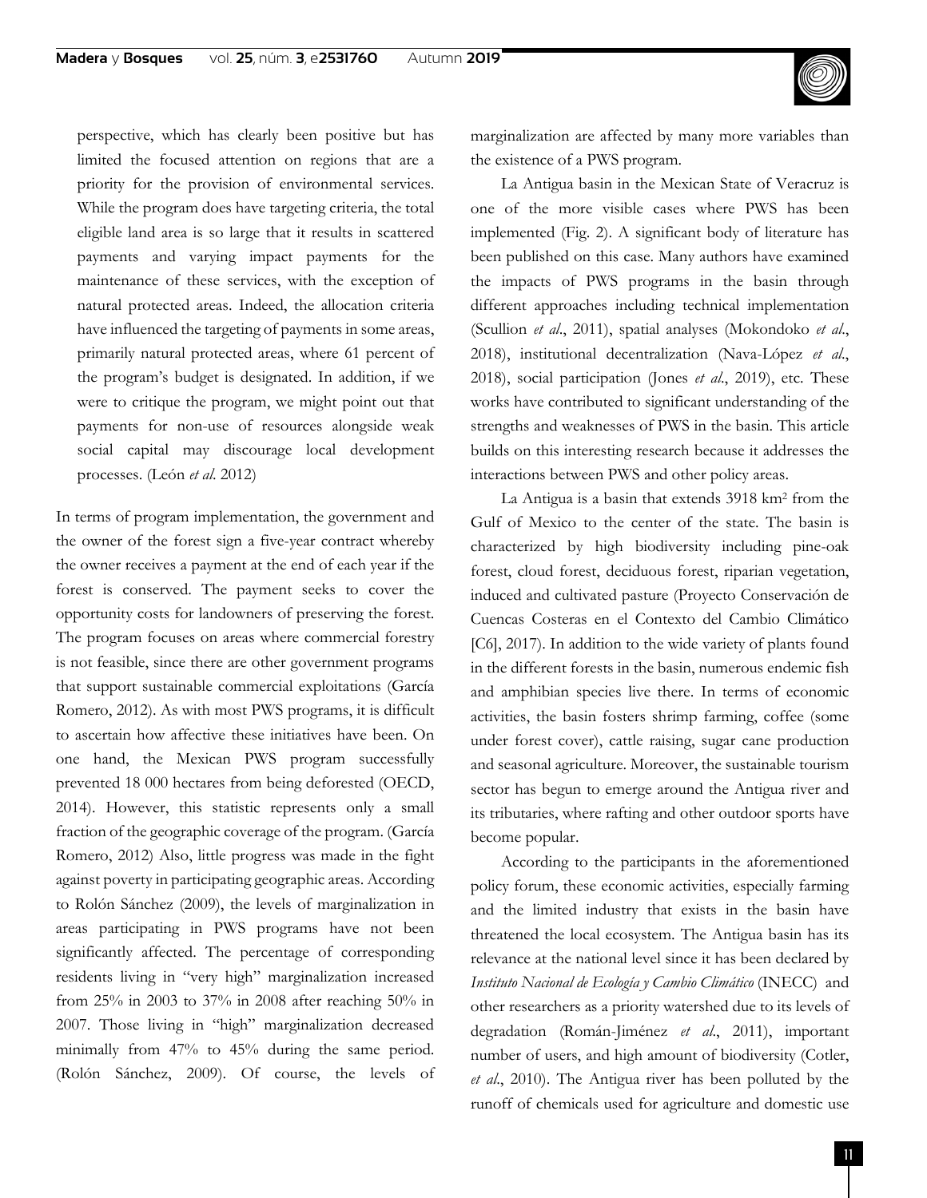perspective, which has clearly been positive but has limited the focused attention on regions that are a priority for the provision of environmental services. While the program does have targeting criteria, the total eligible land area is so large that it results in scattered payments and varying impact payments for the maintenance of these services, with the exception of natural protected areas. Indeed, the allocation criteria have influenced the targeting of payments in some areas, primarily natural protected areas, where 61 percent of the program's budget is designated. In addition, if we were to critique the program, we might point out that payments for non-use of resources alongside weak social capital may discourage local development processes. (León *et al.* 2012)

In terms of program implementation, the government and the owner of the forest sign a five-year contract whereby the owner receives a payment at the end of each year if the forest is conserved. The payment seeks to cover the opportunity costs for landowners of preserving the forest. The program focuses on areas where commercial forestry is not feasible, since there are other government programs that support sustainable commercial exploitations (García Romero, 2012). As with most PWS programs, it is difficult to ascertain how affective these initiatives have been. On one hand, the Mexican PWS program successfully prevented 18 000 hectares from being deforested (OECD, 2014). However, this statistic represents only a small fraction of the geographic coverage of the program. (García Romero, 2012) Also, little progress was made in the fight against poverty in participating geographic areas. According to Rolón Sánchez (2009), the levels of marginalization in areas participating in PWS programs have not been significantly affected. The percentage of corresponding residents living in "very high" marginalization increased from 25% in 2003 to 37% in 2008 after reaching 50% in 2007. Those living in "high" marginalization decreased minimally from 47% to 45% during the same period. (Rolón Sánchez, 2009). Of course, the levels of marginalization are affected by many more variables than the existence of a PWS program.

La Antigua basin in the Mexican State of Veracruz is one of the more visible cases where PWS has been implemented (Fig. 2). A significant body of literature has been published on this case. Many authors have examined the impacts of PWS programs in the basin through different approaches including technical implementation (Scullion *et al.*, 2011), spatial analyses (Mokondoko *et al.*, 2018), institutional decentralization (Nava-López *et al.*, 2018), social participation (Jones *et al.*, 2019), etc. These works have contributed to significant understanding of the strengths and weaknesses of PWS in the basin. This article builds on this interesting research because it addresses the interactions between PWS and other policy areas.

La Antigua is a basin that extends 3918 km$^2$ from the Gulf of Mexico to the center of the state. The basin is characterized by high biodiversity including pine-oak forest, cloud forest, deciduous forest, riparian vegetation, induced and cultivated pasture (Proyecto Conservación de Cuencas Costeras en el Contexto del Cambio Climático [C6], 2017). In addition to the wide variety of plants found in the different forests in the basin, numerous endemic fish and amphibian species live there. In terms of economic activities, the basin fosters shrimp farming, coffee (some under forest cover), cattle raising, sugar cane production and seasonal agriculture. Moreover, the sustainable tourism sector has begun to emerge around the Antigua river and its tributaries, where rafting and other outdoor sports have become popular.

According to the participants in the aforementioned policy forum, these economic activities, especially farming and the limited industry that exists in the basin have threatened the local ecosystem. The Antigua basin has its relevance at the national level since it has been declared by *Instituto Nacional de Ecología y Cambio Climático* (INECC) and other researchers as a priority watershed due to its levels of degradation (Román-Jiménez *et al.*, 2011), important number of users, and high amount of biodiversity (Cotler, *et al.*, 2010). The Antigua river has been polluted by the runoff of chemicals used for agriculture and domestic use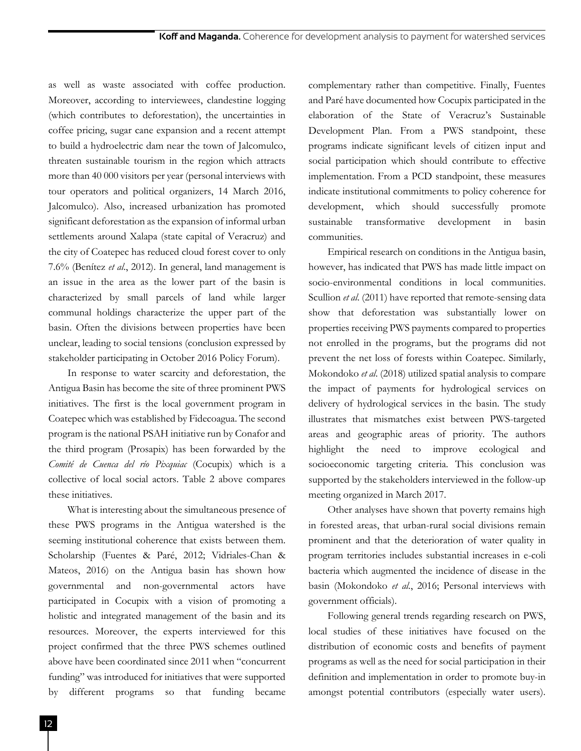as well as waste associated with coffee production. Moreover, according to interviewees, clandestine logging (which contributes to deforestation), the uncertainties in coffee pricing, sugar cane expansion and a recent attempt to build a hydroelectric dam near the town of Jalcomulco, threaten sustainable tourism in the region which attracts more than 40 000 visitors per year (personal interviews with tour operators and political organizers, 14 March 2016, Jalcomulco). Also, increased urbanization has promoted significant deforestation as the expansion of informal urban settlements around Xalapa (state capital of Veracruz) and the city of Coatepec has reduced cloud forest cover to only 7.6% (Benítez *et al*., 2012). In general, land management is an issue in the area as the lower part of the basin is characterized by small parcels of land while larger communal holdings characterize the upper part of the basin. Often the divisions between properties have been unclear, leading to social tensions (conclusion expressed by stakeholder participating in October 2016 Policy Forum).

In response to water scarcity and deforestation, the Antigua Basin has become the site of three prominent PWS initiatives. The first is the local government program in Coatepec which was established by Fidecoagua. The second program is the national PSAH initiative run by Conafor and the third program (Prosapix) has been forwarded by the *Comité de Cuenca del río Pixquiac* (Cocupix) which is a collective of local social actors. Table 2 above compares these initiatives.

What is interesting about the simultaneous presence of these PWS programs in the Antigua watershed is the seeming institutional coherence that exists between them. Scholarship (Fuentes & Paré, 2012; Vidriales-Chan & Mateos, 2016) on the Antigua basin has shown how governmental and non-governmental actors have participated in Cocupix with a vision of promoting a holistic and integrated management of the basin and its resources. Moreover, the experts interviewed for this project confirmed that the three PWS schemes outlined above have been coordinated since 2011 when "concurrent funding" was introduced for initiatives that were supported by different programs so that funding became complementary rather than competitive. Finally, Fuentes and Paré have documented how Cocupix participated in the elaboration of the State of Veracruz's Sustainable Development Plan. From a PWS standpoint, these programs indicate significant levels of citizen input and social participation which should contribute to effective implementation. From a PCD standpoint, these measures indicate institutional commitments to policy coherence for development, which should successfully promote sustainable transformative development in basin communities.

Empirical research on conditions in the Antigua basin, however, has indicated that PWS has made little impact on socio-environmental conditions in local communities. Scullion *et al*. (2011) have reported that remote-sensing data show that deforestation was substantially lower on properties receiving PWS payments compared to properties not enrolled in the programs, but the programs did not prevent the net loss of forests within Coatepec. Similarly, Mokondoko *et al*. (2018) utilized spatial analysis to compare the impact of payments for hydrological services on delivery of hydrological services in the basin. The study illustrates that mismatches exist between PWS-targeted areas and geographic areas of priority. The authors highlight the need to improve ecological and socioeconomic targeting criteria. This conclusion was supported by the stakeholders interviewed in the follow-up meeting organized in March 2017.

Other analyses have shown that poverty remains high in forested areas, that urban-rural social divisions remain prominent and that the deterioration of water quality in program territories includes substantial increases in e-coli bacteria which augmented the incidence of disease in the basin (Mokondoko *et al*., 2016; Personal interviews with government officials).

Following general trends regarding research on PWS, local studies of these initiatives have focused on the distribution of economic costs and benefits of payment programs as well as the need for social participation in their definition and implementation in order to promote buy-in amongst potential contributors (especially water users).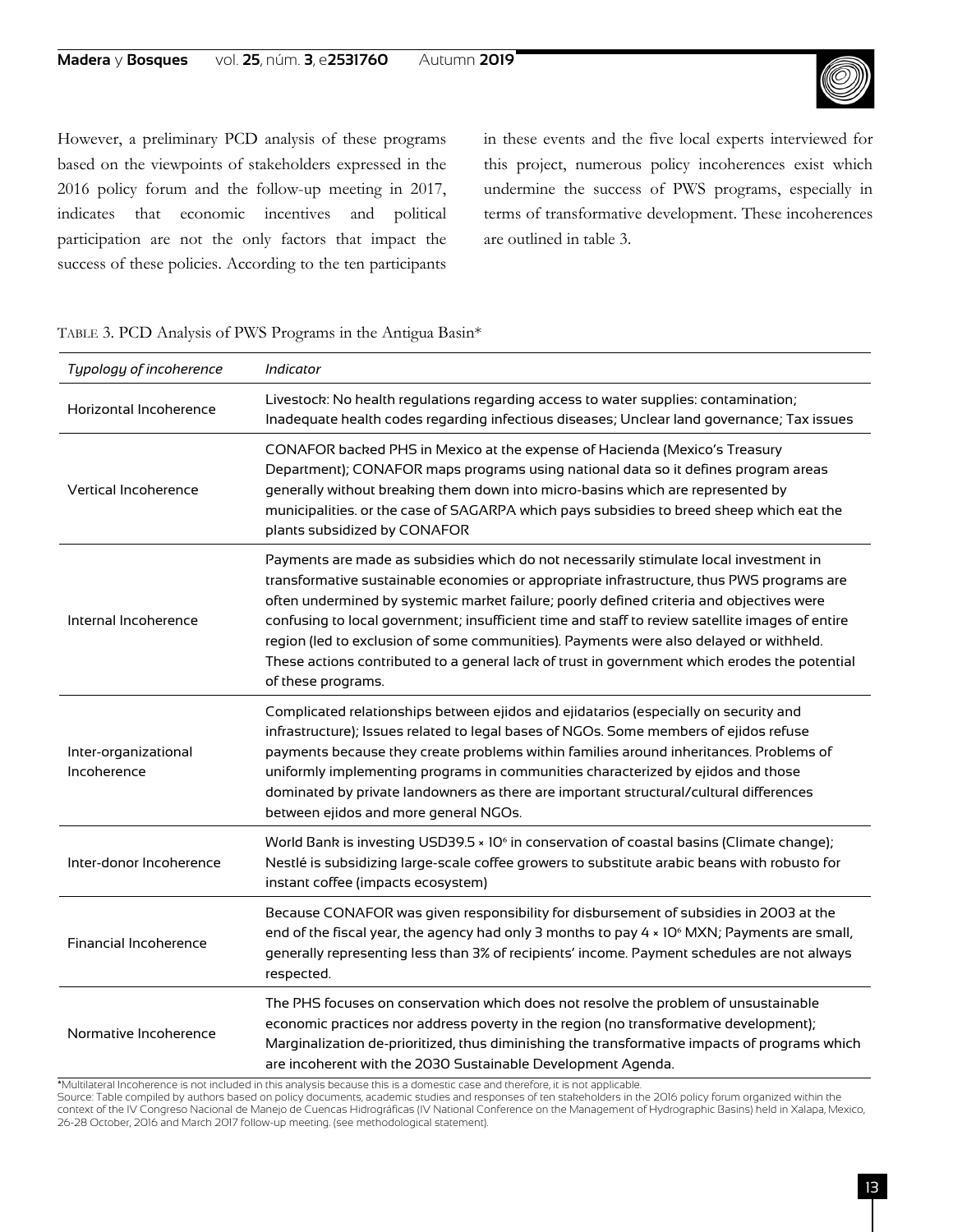However, a preliminary PCD analysis of these programs based on the viewpoints of stakeholders expressed in the 2016 policy forum and the follow-up meeting in 2017, indicates that economic incentives and political participation are not the only factors that impact the success of these policies. According to the ten participants in these events and the five local experts interviewed for this project, numerous policy incoherences exist which undermine the success of PWS programs, especially in terms of transformative development. These incoherences are outlined in table 3.

TABLE 3. PCD Analysis of PWS Programs in the Antigua Basin*

| *Typology of incoherence* | *Indicator* |
| --- | --- |
| Horizontal Incoherence | Livestock: No health regulations regarding access to water supplies: contamination; Inadequate health codes regarding infectious diseases; Unclear land governance; Tax issues |
| Vertical Incoherence | CONAFOR backed PHS in Mexico at the expense of Hacienda (Mexico's Treasury Department); CONAFOR maps programs using national data so it defines program areas generally without breaking them down into micro-basins which are represented by municipalities. or the case of SAGARPA which pays subsidies to breed sheep which eat the plants subsidized by CONAFOR |
| Internal Incoherence | Payments are made as subsidies which do not necessarily stimulate local investment in transformative sustainable economies or appropriate infrastructure, thus PWS programs are often undermined by systemic market failure; poorly defined criteria and objectives were confusing to local government; insufficient time and staff to review satellite images of entire region (led to exclusion of some communities). Payments were also delayed or withheld. These actions contributed to a general lack of trust in government which erodes the potential of these programs. |
| Inter-organizational Incoherence | Complicated relationships between ejidos and ejidatarios (especially on security and infrastructure); Issues related to legal bases of NGOs. Some members of ejidos refuse payments because they create problems within families around inheritances. Problems of uniformly implementing programs in communities characterized by ejidos and those dominated by private landowners as there are important structural/cultural differences between ejidos and more general NGOs. |
| Inter-donor Incoherence | World Bank is investing USD39.5 × $10^6$ in conservation of coastal basins (Climate change); Nestlé is subsidizing large-scale coffee growers to substitute arabic beans with robusto for instant coffee (impacts ecosystem) |
| Financial Incoherence | Because CONAFOR was given responsibility for disbursement of subsidies in 2003 at the end of the fiscal year, the agency had only 3 months to pay 4 × $10^6$ MXN; Payments are small, generally representing less than 3% of recipients' income. Payment schedules are not always respected. |
| Normative Incoherence | The PHS focuses on conservation which does not resolve the problem of unsustainable economic practices nor address poverty in the region (no transformative development); Marginalization de-prioritized, thus diminishing the transformative impacts of programs which are incoherent with the 2030 Sustainable Development Agenda. |

*Multilateral Incoherence is not included in this analysis because this is a domestic case and therefore, it is not applicable.
Source: Table compiled by authors based on policy documents, academic studies and responses of ten stakeholders in the 2016 policy forum organized within the context of the IV Congreso Nacional de Manejo de Cuencas Hidrográficas (IV National Conference on the Management of Hydrographic Basins) held in Xalapa, Mexico, 26-28 October, 2016 and March 2017 follow-up meeting. (see methodological statement).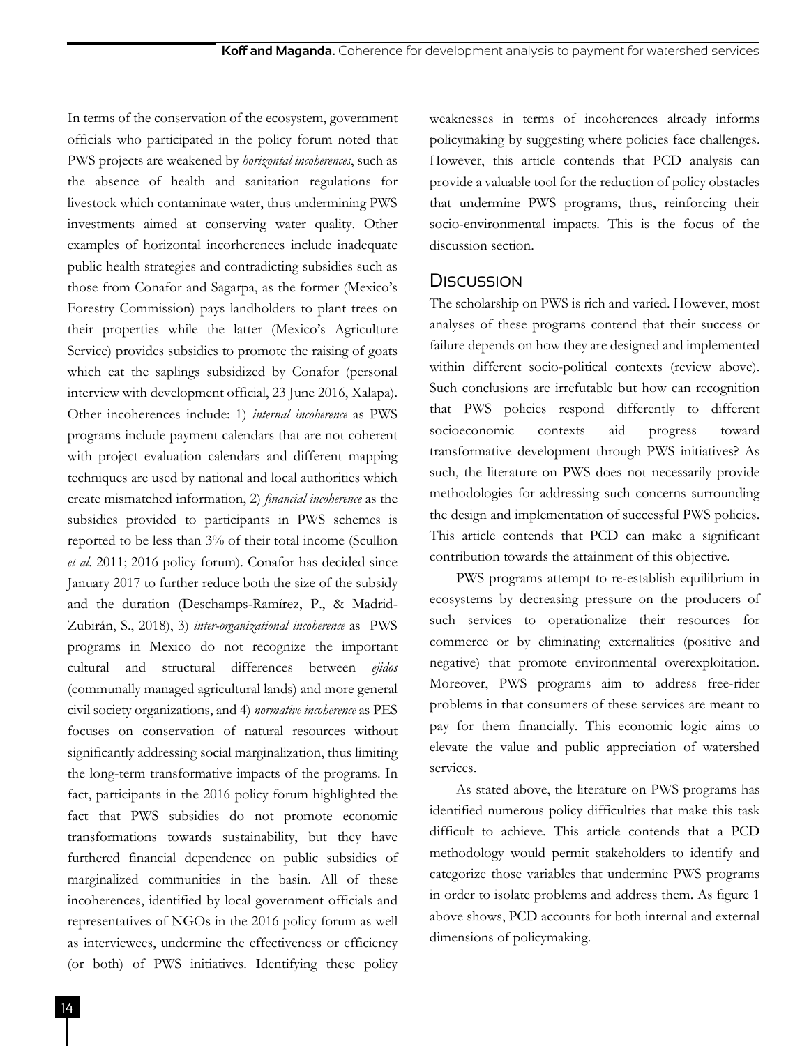In terms of the conservation of the ecosystem, government officials who participated in the policy forum noted that PWS projects are weakened by *horizontal incoherences*, such as the absence of health and sanitation regulations for livestock which contaminate water, thus undermining PWS investments aimed at conserving water quality. Other examples of horizontal incorherences include inadequate public health strategies and contradicting subsidies such as those from Conafor and Sagarpa, as the former (Mexico's Forestry Commission) pays landholders to plant trees on their properties while the latter (Mexico's Agriculture Service) provides subsidies to promote the raising of goats which eat the saplings subsidized by Conafor (personal interview with development official, 23 June 2016, Xalapa). Other incoherences include: 1) *internal incoherence* as PWS programs include payment calendars that are not coherent with project evaluation calendars and different mapping techniques are used by national and local authorities which create mismatched information, 2) *financial incoherence* as the subsidies provided to participants in PWS schemes is reported to be less than 3% of their total income (Scullion *et al*. 2011; 2016 policy forum). Conafor has decided since January 2017 to further reduce both the size of the subsidy and the duration (Deschamps-Ramírez, P., & Madrid-Zubirán, S., 2018), 3) *inter-organizational incoherence* as PWS programs in Mexico do not recognize the important cultural and structural differences between *ejidos* (communally managed agricultural lands) and more general civil society organizations, and 4) *normative incoherence* as PES focuses on conservation of natural resources without significantly addressing social marginalization, thus limiting the long-term transformative impacts of the programs. In fact, participants in the 2016 policy forum highlighted the fact that PWS subsidies do not promote economic transformations towards sustainability, but they have furthered financial dependence on public subsidies of marginalized communities in the basin. All of these incoherences, identified by local government officials and representatives of NGOs in the 2016 policy forum as well as interviewees, undermine the effectiveness or efficiency (or both) of PWS initiatives. Identifying these policy weaknesses in terms of incoherences already informs policymaking by suggesting where policies face challenges. However, this article contends that PCD analysis can provide a valuable tool for the reduction of policy obstacles that undermine PWS programs, thus, reinforcing their socio-environmental impacts. This is the focus of the discussion section.

## Discussion

The scholarship on PWS is rich and varied. However, most analyses of these programs contend that their success or failure depends on how they are designed and implemented within different socio-political contexts (review above). Such conclusions are irrefutable but how can recognition that PWS policies respond differently to different socioeconomic contexts aid progress toward transformative development through PWS initiatives? As such, the literature on PWS does not necessarily provide methodologies for addressing such concerns surrounding the design and implementation of successful PWS policies. This article contends that PCD can make a significant contribution towards the attainment of this objective.

PWS programs attempt to re-establish equilibrium in ecosystems by decreasing pressure on the producers of such services to operationalize their resources for commerce or by eliminating externalities (positive and negative) that promote environmental overexploitation. Moreover, PWS programs aim to address free-rider problems in that consumers of these services are meant to pay for them financially. This economic logic aims to elevate the value and public appreciation of watershed services.

As stated above, the literature on PWS programs has identified numerous policy difficulties that make this task difficult to achieve. This article contends that a PCD methodology would permit stakeholders to identify and categorize those variables that undermine PWS programs in order to isolate problems and address them. As figure 1 above shows, PCD accounts for both internal and external dimensions of policymaking.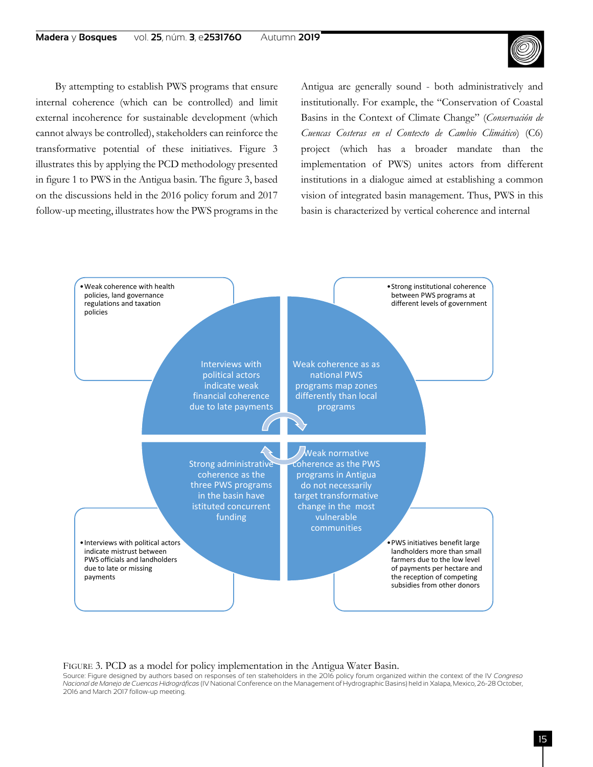By attempting to establish PWS programs that ensure internal coherence (which can be controlled) and limit external incoherence for sustainable development (which cannot always be controlled), stakeholders can reinforce the transformative potential of these initiatives. Figure 3 illustrates this by applying the PCD methodology presented in figure 1 to PWS in the Antigua basin. The figure 3, based on the discussions held in the 2016 policy forum and 2017 follow-up meeting, illustrates how the PWS programs in the Antigua are generally sound - both administratively and institutionally. For example, the "Conservation of Coastal Basins in the Context of Climate Change" (*Conservación de Cuencas Costeras en el Contexto de Cambio Climático*) (C6) project (which has a broader mandate than the implementation of PWS) unites actors from different institutions in a dialogue aimed at establishing a common vision of integrated basin management. Thus, PWS in this basin is characterized by vertical coherence and internal

- Weak coherence with health policies, land governance regulations and taxation policies

- Strong institutional coherence between PWS programs at different levels of government

Interviews with political actors indicate weak financial coherence due to late payments

Weak coherence as as national PWS programs map zones differently than local programs

Strong administrative coherence as the three PWS programs in the basin have istituted concurrent funding

Weak normative coherence as the PWS programs in Antigua do not necessarily target transformative change in the most vulnerable communities

- Interviews with political actors indicate mistrust between PWS officials and landholders due to late or missing payments

- PWS initiatives benefit large landholders more than small farmers due to the low level of payments per hectare and the reception of competing subsidies from other donors

Figure 3. PCD as a model for policy implementation in the Antigua Water Basin.

Source: Figure designed by authors based on responses of ten stakeholders in the 2016 policy forum organized within the context of the IV *Congreso Nacional de Manejo de Cuencas Hidrográficas* (IV National Conference on the Management of Hydrographic Basins) held in Xalapa, Mexico, 26-28 October, 2016 and March 2017 follow-up meeting.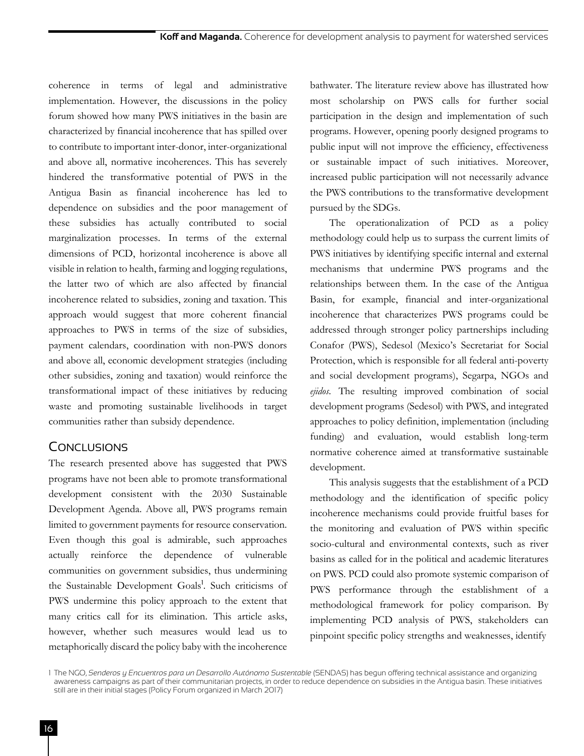coherence in terms of legal and administrative implementation. However, the discussions in the policy forum showed how many PWS initiatives in the basin are characterized by financial incoherence that has spilled over to contribute to important inter-donor, inter-organizational and above all, normative incoherences. This has severely hindered the transformative potential of PWS in the Antigua Basin as financial incoherence has led to dependence on subsidies and the poor management of these subsidies has actually contributed to social marginalization processes. In terms of the external dimensions of PCD, horizontal incoherence is above all visible in relation to health, farming and logging regulations, the latter two of which are also affected by financial incoherence related to subsidies, zoning and taxation. This approach would suggest that more coherent financial approaches to PWS in terms of the size of subsidies, payment calendars, coordination with non-PWS donors and above all, economic development strategies (including other subsidies, zoning and taxation) would reinforce the transformational impact of these initiatives by reducing waste and promoting sustainable livelihoods in target communities rather than subsidy dependence.

## Conclusions

The research presented above has suggested that PWS programs have not been able to promote transformational development consistent with the 2030 Sustainable Development Agenda. Above all, PWS programs remain limited to government payments for resource conservation. Even though this goal is admirable, such approaches actually reinforce the dependence of vulnerable communities on government subsidies, thus undermining the Sustainable Development Goals[1]. Such criticisms of PWS undermine this policy approach to the extent that many critics call for its elimination. This article asks, however, whether such measures would lead us to metaphorically discard the policy baby with the incoherence bathwater. The literature review above has illustrated how most scholarship on PWS calls for further social participation in the design and implementation of such programs. However, opening poorly designed programs to public input will not improve the efficiency, effectiveness or sustainable impact of such initiatives. Moreover, increased public participation will not necessarily advance the PWS contributions to the transformative development pursued by the SDGs.

The operationalization of PCD as a policy methodology could help us to surpass the current limits of PWS initiatives by identifying specific internal and external mechanisms that undermine PWS programs and the relationships between them. In the case of the Antigua Basin, for example, financial and inter-organizational incoherence that characterizes PWS programs could be addressed through stronger policy partnerships including Conafor (PWS), Sedesol (Mexico's Secretariat for Social Protection, which is responsible for all federal anti-poverty and social development programs), Segarpa, NGOs and *ejidos*. The resulting improved combination of social development programs (Sedesol) with PWS, and integrated approaches to policy definition, implementation (including funding) and evaluation, would establish long-term normative coherence aimed at transformative sustainable development.

This analysis suggests that the establishment of a PCD methodology and the identification of specific policy incoherence mechanisms could provide fruitful bases for the monitoring and evaluation of PWS within specific socio-cultural and environmental contexts, such as river basins as called for in the political and academic literatures on PWS. PCD could also promote systemic comparison of PWS performance through the establishment of a methodological framework for policy comparison. By implementing PCD analysis of PWS, stakeholders can pinpoint specific policy strengths and weaknesses, identify

[1] The NGO, *Senderos y Encuentros para un Desarrollo Autónomo Sustentable* (SENDAS) has begun offering technical assistance and organizing awareness campaigns as part of their communitarian projects, in order to reduce dependence on subsidies in the Antigua basin. These initiatives still are in their initial stages (Policy Forum organized in March 2017)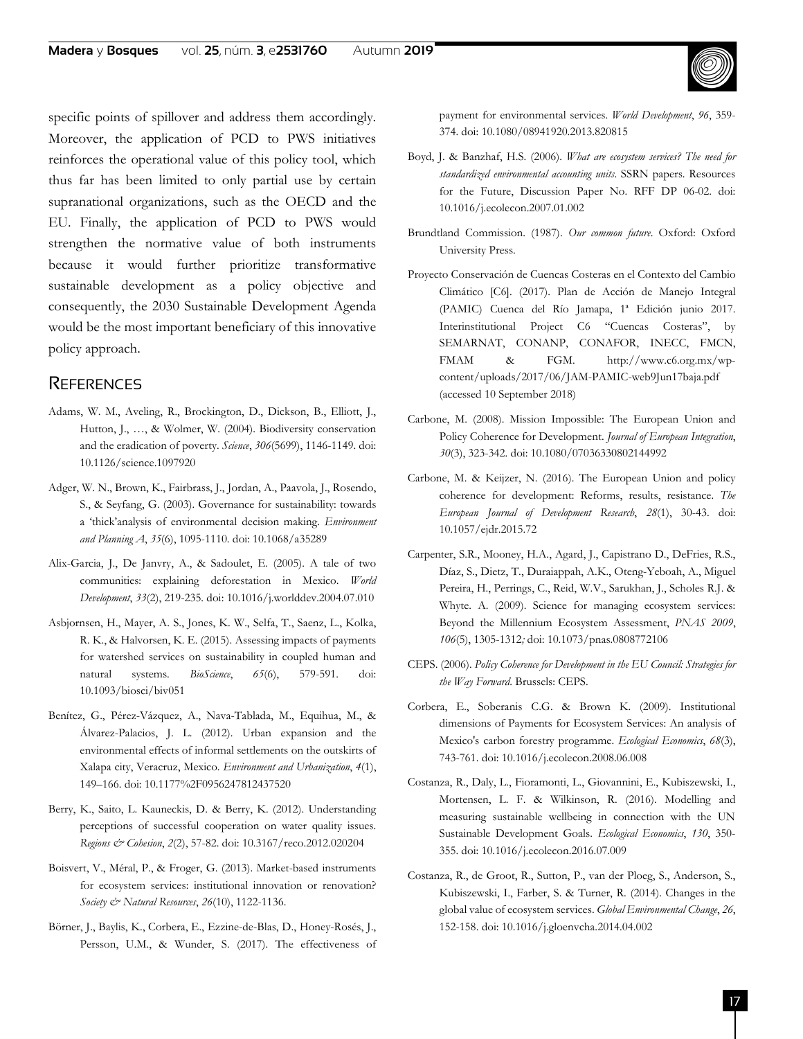specific points of spillover and address them accordingly. Moreover, the application of PCD to PWS initiatives reinforces the operational value of this policy tool, which thus far has been limited to only partial use by certain supranational organizations, such as the OECD and the EU. Finally, the application of PCD to PWS would strengthen the normative value of both instruments because it would further prioritize transformative sustainable development as a policy objective and consequently, the 2030 Sustainable Development Agenda would be the most important beneficiary of this innovative policy approach.

## References

Adams, W. M., Aveling, R., Brockington, D., Dickson, B., Elliott, J., Hutton, J., …, & Wolmer, W. (2004). Biodiversity conservation and the eradication of poverty. *Science*, *306*(5699), 1146-1149. doi: 10.1126/science.1097920

Adger, W. N., Brown, K., Fairbrass, J., Jordan, A., Paavola, J., Rosendo, S., & Seyfang, G. (2003). Governance for sustainability: towards a 'thick'analysis of environmental decision making. *Environment and Planning A*, *35*(6), 1095-1110. doi: 10.1068/a35289

Alix-Garcia, J., De Janvry, A., & Sadoulet, E. (2005). A tale of two communities: explaining deforestation in Mexico. *World Development*, *33*(2), 219-235. doi: 10.1016/j.worlddev.2004.07.010

Asbjornsen, H., Mayer, A. S., Jones, K. W., Selfa, T., Saenz, L., Kolka, R. K., & Halvorsen, K. E. (2015). Assessing impacts of payments for watershed services on sustainability in coupled human and natural systems. *BioScience*, *65*(6), 579-591. doi: 10.1093/biosci/biv051

Benítez, G., Pérez-Vázquez, A., Nava-Tablada, M., Equihua, M., & Álvarez-Palacios, J. L. (2012). Urban expansion and the environmental effects of informal settlements on the outskirts of Xalapa city, Veracruz, Mexico. *Environment and Urbanization*, *4*(1), 149–166. doi: 10.1177%2F0956247812437520

Berry, K., Saito, L. Kauneckis, D. & Berry, K. (2012). Understanding perceptions of successful cooperation on water quality issues. *Regions & Cohesion*, *2*(2), 57-82. doi: 10.3167/reco.2012.020204

Boisvert, V., Méral, P., & Froger, G. (2013). Market-based instruments for ecosystem services: institutional innovation or renovation? *Society & Natural Resources*, *26*(10), 1122-1136.

Börner, J., Baylis, K., Corbera, E., Ezzine-de-Blas, D., Honey-Rosés, J., Persson, U.M., & Wunder, S. (2017). The effectiveness of payment for environmental services. *World Development*, *96*, 359-374. doi: 10.1080/08941920.2013.820815

Boyd, J. & Banzhaf, H.S. (2006). *What are ecosystem services? The need for standardized environmental accounting units*. SSRN papers. Resources for the Future, Discussion Paper No. RFF DP 06-02. doi: 10.1016/j.ecolecon.2007.01.002

Brundtland Commission. (1987). *Our common future*. Oxford: Oxford University Press.

Proyecto Conservación de Cuencas Costeras en el Contexto del Cambio Climático [C6]. (2017). Plan de Acción de Manejo Integral (PAMIC) Cuenca del Río Jamapa, 1ª Edición junio 2017. Interinstitutional Project C6 "Cuencas Costeras", by SEMARNAT, CONANP, CONAFOR, INECC, FMCN, FMAM & FGM. http://www.c6.org.mx/wp-content/uploads/2017/06/JAM-PAMIC-web9Jun17baja.pdf (accessed 10 September 2018)

Carbone, M. (2008). Mission Impossible: The European Union and Policy Coherence for Development. *Journal of European Integration*, *30*(3), 323-342. doi: 10.1080/07036330802144992

Carbone, M. & Keijzer, N. (2016). The European Union and policy coherence for development: Reforms, results, resistance. *The European Journal of Development Research*, *28*(1), 30-43. doi: 10.1057/ejdr.2015.72

Carpenter, S.R., Mooney, H.A., Agard, J., Capistrano D., DeFries, R.S., Díaz, S., Dietz, T., Duraiappah, A.K., Oteng-Yeboah, A., Miguel Pereira, H., Perrings, C., Reid, W.V., Sarukhan, J., Scholes R.J. & Whyte. A. (2009). Science for managing ecosystem services: Beyond the Millennium Ecosystem Assessment, *PNAS 2009*, *106*(5), 1305-1312; doi: 10.1073/pnas.0808772106

CEPS. (2006). *Policy Coherence for Development in the EU Council: Strategies for the Way Forward*. Brussels: CEPS.

Corbera, E., Soberanis C.G. & Brown K. (2009). Institutional dimensions of Payments for Ecosystem Services: An analysis of Mexico's carbon forestry programme. *Ecological Economics*, *68*(3), 743-761. doi: 10.1016/j.ecolecon.2008.06.008

Costanza, R., Daly, L., Fioramonti, L., Giovannini, E., Kubiszewski, I., Mortensen, L. F. & Wilkinson, R. (2016). Modelling and measuring sustainable wellbeing in connection with the UN Sustainable Development Goals. *Ecological Economics*, *130*, 350-355. doi: 10.1016/j.ecolecon.2016.07.009

Costanza, R., de Groot, R., Sutton, P., van der Ploeg, S., Anderson, S., Kubiszewski, I., Farber, S. & Turner, R. (2014). Changes in the global value of ecosystem services. *Global Environmental Change*, *26*, 152-158. doi: 10.1016/j.gloenvcha.2014.04.002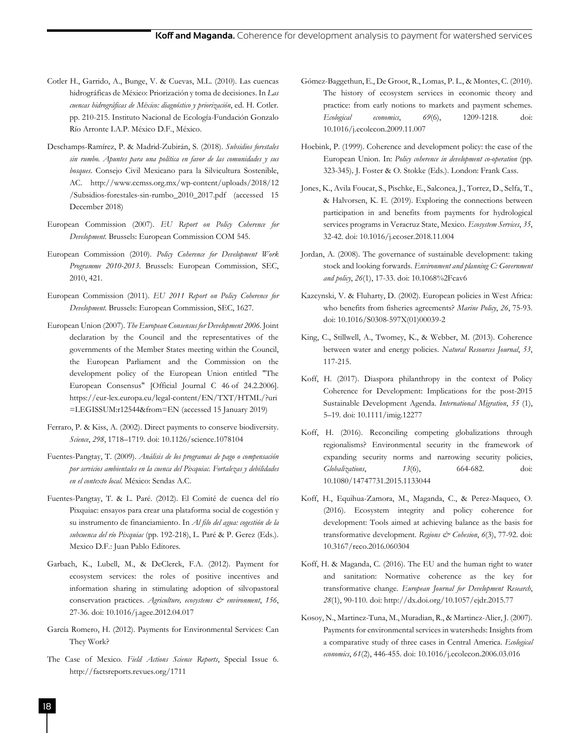Cotler H., Garrido, A., Bunge, V. & Cuevas, M.L. (2010). Las cuencas hidrográficas de México: Priorización y toma de decisiones. In *Las cuencas hidrográficas de México: diagnóstico y priorización*, ed. H. Cotler. pp. 210-215. Instituto Nacional de Ecología-Fundación Gonzalo Río Arronte I.A.P. México D.F., México.

Deschamps-Ramírez, P. & Madrid-Zubirán, S. (2018). *Subsidios forestales sin rumbo. Apuntes para una política en favor de las comunidades y sus bosques*. Consejo Civil Mexicano para la Silvicultura Sostenible, AC. http://www.ccmss.org.mx/wp-content/uploads/2018/12/Subsidios-forestales-sin-rumbo_2010_2017.pdf (accessed 15 December 2018)

European Commission (2007). *EU Report on Policy Coherence for Development*. Brussels: European Commission COM 545.

European Commission (2010). *Policy Coherence for Development Work Programme 2010-2013*. Brussels: European Commission, SEC, 2010, 421.

European Commission (2011). *EU 2011 Report on Policy Coherence for Development*. Brussels: European Commission, SEC, 1627.

European Union (2007). *The European Consensus for Development 2006*. Joint declaration by the Council and the representatives of the governments of the Member States meeting within the Council, the European Parliament and the Commission on the development policy of the European Union entitled "The European Consensus" [Official Journal C 46 of 24.2.2006]. https://eur-lex.europa.eu/legal-content/EN/TXT/HTML/?uri=LEGISSUM:r12544&from=EN (accessed 15 January 2019)

Ferraro, P. & Kiss, A. (2002). Direct payments to conserve biodiversity. *Science*, *298*, 1718–1719. doi: 10.1126/science.1078104

Fuentes-Pangtay, T. (2009). *Análisis de los programas de pago o compensación por servicios ambientales en la cuenca del Pixquiac. Fortalezas y debilidades en el contexto local.* México: Sendas A.C.

Fuentes-Pangtay, T. & L. Paré. (2012). El Comité de cuenca del río Pixquiac: ensayos para crear una plataforma social de cogestión y su instrumento de financiamiento. In *Al filo del agua: cogestión de la subcuenca del río Pixquiac* (pp. 192-218), L. Paré & P. Gerez (Eds.). Mexico D.F.: Juan Pablo Editores.

Garbach, K., Lubell, M., & DeClerck, F.A. (2012). Payment for ecosystem services: the roles of positive incentives and information sharing in stimulating adoption of silvopastoral conservation practices. *Agriculture, ecosystems & environment*, *156*, 27-36. doi: 10.1016/j.agee.2012.04.017

García Romero, H. (2012). Payments for Environmental Services: Can They Work?

The Case of Mexico. *Field Actions Science Reports*, Special Issue 6. http://factsreports.revues.org/1711

Gómez-Baggethun, E., De Groot, R., Lomas, P. L., & Montes, C. (2010). The history of ecosystem services in economic theory and practice: from early notions to markets and payment schemes. *Ecological economics*, *69*(6), 1209-1218. doi: 10.1016/j.ecolecon.2009.11.007

Hoebink, P. (1999). Coherence and development policy: the case of the European Union. In: *Policy coherence in development co-operation* (pp. 323-345), J. Foster & O. Stokke (Eds.). London: Frank Cass.

Jones, K., Avila Foucat, S., Pischke, E., Salconea, J., Torrez, D., Selfa, T., & Halvorsen, K. E. (2019). Exploring the connections between participation in and benefits from payments for hydrological services programs in Veracruz State, Mexico. *Ecosystem Services*, *35*, 32-42. doi: 10.1016/j.ecoser.2018.11.004

Jordan, A. (2008). The governance of sustainable development: taking stock and looking forwards. *Environment and planning C: Government and policy*, *26*(1), 17-33. doi: 10.1068%2Fcav6

Kazcynski, V. & Fluharty, D. (2002). European policies in West Africa: who benefits from fisheries agreements? *Marine Policy*, *26*, 75-93. doi: 10.1016/S0308-597X(01)00039-2

King, C., Stillwell, A., Twomey, K., & Webber, M. (2013). Coherence between water and energy policies. *Natural Resources Journal*, *53*, 117-215.

Koff, H. (2017). Diaspora philanthropy in the context of Policy Coherence for Development: Implications for the post-2015 Sustainable Development Agenda. *International Migration*, *55* (1), 5–19. doi: 10.1111/imig.12277

Koff, H. (2016). Reconciling competing globalizations through regionalisms? Environmental security in the framework of expanding security norms and narrowing security policies, *Globalizations*, *13*(6), 664-682. doi: 10.1080/14747731.2015.1133044

Koff, H., Equihua-Zamora, M., Maganda, C., & Perez-Maqueo, O. (2016). Ecosystem integrity and policy coherence for development: Tools aimed at achieving balance as the basis for transformative development. *Regions & Cohesion*, *6*(3), 77-92. doi: 10.3167/reco.2016.060304

Koff, H. & Maganda, C. (2016). The EU and the human right to water and sanitation: Normative coherence as the key for transformative change. *European Journal for Development Research*, *28*(1), 90-110. doi: http://dx.doi.org/10.1057/ejdr.2015.77

Kosoy, N., Martinez-Tuna, M., Muradian, R., & Martinez-Alier, J. (2007). Payments for environmental services in watersheds: Insights from a comparative study of three cases in Central America. *Ecological economics*, *61*(2), 446-455. doi: 10.1016/j.ecolecon.2006.03.016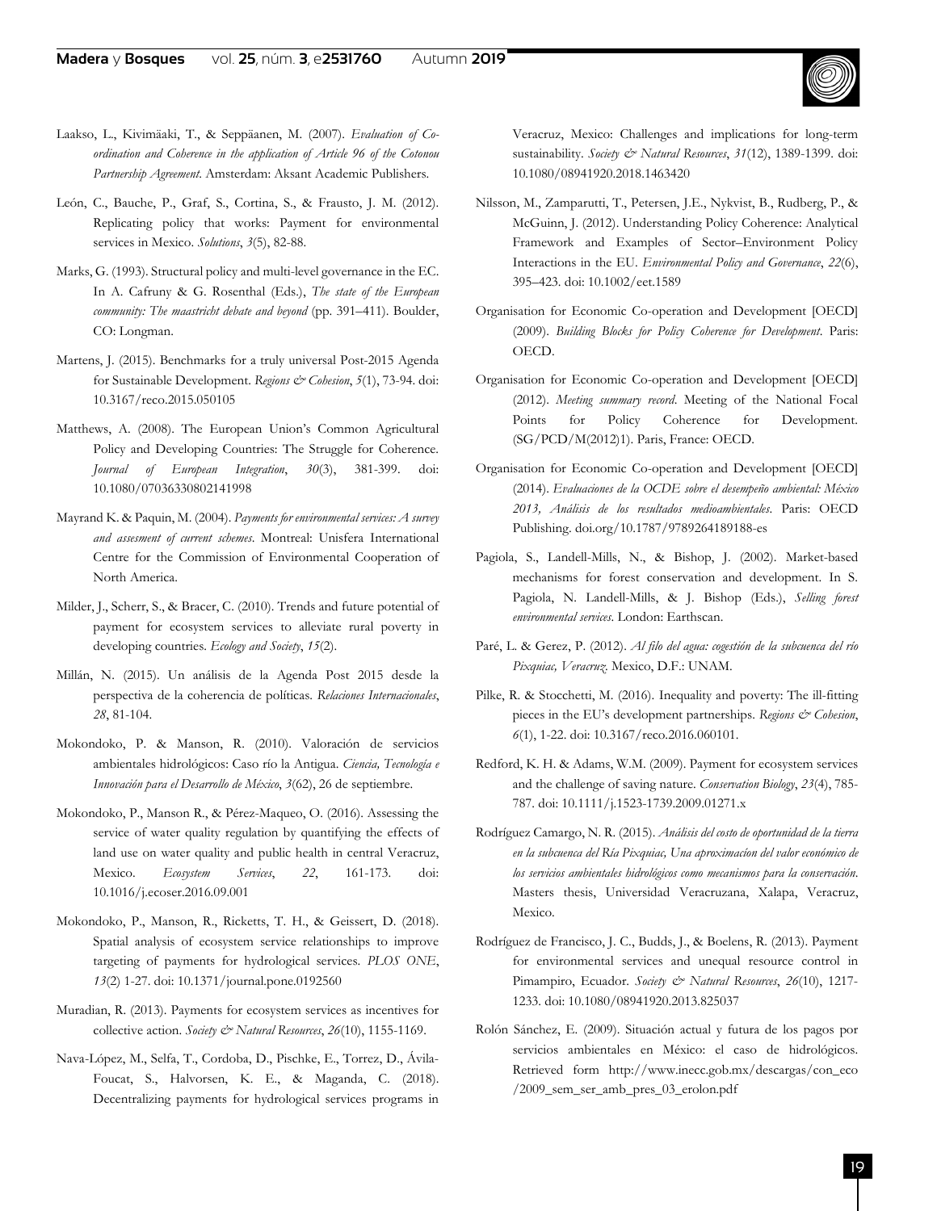Laakso, L., Kivimäaki, T., & Seppäanen, M. (2007). *Evaluation of Co-ordination and Coherence in the application of Article 96 of the Cotonou Partnership Agreement*. Amsterdam: Aksant Academic Publishers.

León, C., Bauche, P., Graf, S., Cortina, S., & Frausto, J. M. (2012). Replicating policy that works: Payment for environmental services in Mexico. *Solutions*, *3*(5), 82-88.

Marks, G. (1993). Structural policy and multi-level governance in the EC. In A. Cafruny & G. Rosenthal (Eds.), *The state of the European community: The maastricht debate and beyond* (pp. 391–411). Boulder, CO: Longman.

Martens, J. (2015). Benchmarks for a truly universal Post-2015 Agenda for Sustainable Development. *Regions & Cohesion*, *5*(1), 73-94. doi: 10.3167/reco.2015.050105

Matthews, A. (2008). The European Union's Common Agricultural Policy and Developing Countries: The Struggle for Coherence. *Journal of European Integration*, *30*(3), 381-399. doi: 10.1080/07036330802141998

Mayrand K. & Paquin, M. (2004). *Payments for environmental services: A survey and assesment of current schemes*. Montreal: Unisfera International Centre for the Commission of Environmental Cooperation of North America.

Milder, J., Scherr, S., & Bracer, C. (2010). Trends and future potential of payment for ecosystem services to alleviate rural poverty in developing countries. *Ecology and Society*, *15*(2).

Millán, N. (2015). Un análisis de la Agenda Post 2015 desde la perspectiva de la coherencia de políticas. *Relaciones Internacionales*, *28*, 81-104.

Mokondoko, P. & Manson, R. (2010). Valoración de servicios ambientales hidrológicos: Caso río la Antigua. *Ciencia, Tecnología e Innovación para el Desarrollo de México*, *3*(62), 26 de septiembre.

Mokondoko, P., Manson R., & Pérez-Maqueo, O. (2016). Assessing the service of water quality regulation by quantifying the effects of land use on water quality and public health in central Veracruz, Mexico. *Ecosystem Services*, *22*, 161-173. doi: 10.1016/j.ecoser.2016.09.001

Mokondoko, P., Manson, R., Ricketts, T. H., & Geissert, D. (2018). Spatial analysis of ecosystem service relationships to improve targeting of payments for hydrological services. *PLOS ONE*, *13*(2) 1-27. doi: 10.1371/journal.pone.0192560

Muradian, R. (2013). Payments for ecosystem services as incentives for collective action. *Society & Natural Resources*, *26*(10), 1155-1169.

Nava-López, M., Selfa, T., Cordoba, D., Pischke, E., Torrez, D., Ávila-Foucat, S., Halvorsen, K. E., & Maganda, C. (2018). Decentralizing payments for hydrological services programs in Veracruz, Mexico: Challenges and implications for long-term sustainability. *Society & Natural Resources*, *31*(12), 1389-1399. doi: 10.1080/08941920.2018.1463420

Nilsson, M., Zamparutti, T., Petersen, J.E., Nykvist, B., Rudberg, P., & McGuinn, J. (2012). Understanding Policy Coherence: Analytical Framework and Examples of Sector–Environment Policy Interactions in the EU. *Environmental Policy and Governance*, *22*(6), 395–423. doi: 10.1002/eet.1589

Organisation for Economic Co-operation and Development [OECD] (2009). *Building Blocks for Policy Coherence for Development*. Paris: OECD.

Organisation for Economic Co-operation and Development [OECD] (2012). *Meeting summary record*. Meeting of the National Focal Points for Policy Coherence for Development. (SG/PCD/M(2012)1). Paris, France: OECD.

Organisation for Economic Co-operation and Development [OECD] (2014). *Evaluaciones de la OCDE sobre el desempeño ambiental: México 2013, Análisis de los resultados medioambientales*. Paris: OECD Publishing. doi.org/10.1787/9789264189188-es

Pagiola, S., Landell-Mills, N., & Bishop, J. (2002). Market-based mechanisms for forest conservation and development. In S. Pagiola, N. Landell-Mills, & J. Bishop (Eds.), *Selling forest environmental services*. London: Earthscan.

Paré, L. & Gerez, P. (2012). *Al filo del agua: cogestión de la subcuenca del río Pixquiac, Veracruz*. Mexico, D.F.: UNAM.

Pilke, R. & Stocchetti, M. (2016). Inequality and poverty: The ill-fitting pieces in the EU's development partnerships. *Regions & Cohesion*, *6*(1), 1-22. doi: 10.3167/reco.2016.060101.

Redford, K. H. & Adams, W.M. (2009). Payment for ecosystem services and the challenge of saving nature. *Conservation Biology*, *23*(4), 785-787. doi: 10.1111/j.1523-1739.2009.01271.x

Rodríguez Camargo, N. R. (2015). *Análisis del costo de oportunidad de la tierra en la subcuenca del Río Pixquiac, Una aproximacion del valor económico de los servicios ambientales hidrológicos como mecanismos para la conservación*. Masters thesis, Universidad Veracruzana, Xalapa, Veracruz, Mexico.

Rodríguez de Francisco, J. C., Budds, J., & Boelens, R. (2013). Payment for environmental services and unequal resource control in Pimampiro, Ecuador. *Society & Natural Resources*, *26*(10), 1217-1233. doi: 10.1080/08941920.2013.825037

Rolón Sánchez, E. (2009). Situación actual y futura de los pagos por servicios ambientales en México: el caso de hidrológicos. Retrieved form http://www.inecc.gob.mx/descargas/con_eco/2009_sem_ser_amb_pres_03_erolon.pdf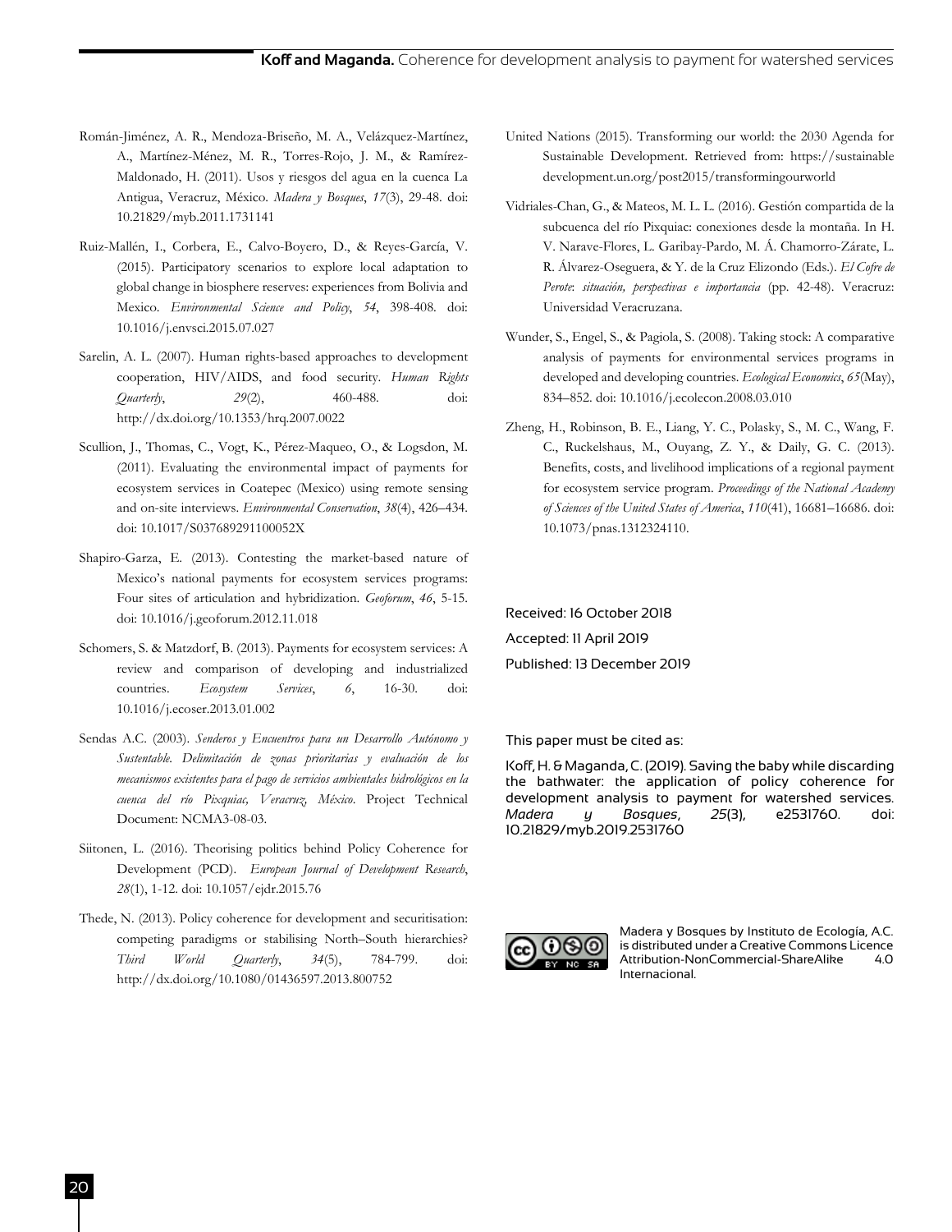Román-Jiménez, A. R., Mendoza-Briseño, M. A., Velázquez-Martínez, A., Martínez-Ménez, M. R., Torres-Rojo, J. M., & Ramírez-Maldonado, H. (2011). Usos y riesgos del agua en la cuenca La Antigua, Veracruz, México. *Madera y Bosques*, *17*(3), 29-48. doi: 10.21829/myb.2011.1731141

Ruiz-Mallén, I., Corbera, E., Calvo-Boyero, D., & Reyes-García, V. (2015). Participatory scenarios to explore local adaptation to global change in biosphere reserves: experiences from Bolivia and Mexico. *Environmental Science and Policy*, *54*, 398-408. doi: 10.1016/j.envsci.2015.07.027

Sarelin, A. L. (2007). Human rights-based approaches to development cooperation, HIV/AIDS, and food security. *Human Rights Quarterly*, *29*(2), 460-488. doi: http://dx.doi.org/10.1353/hrq.2007.0022

Scullion, J., Thomas, C., Vogt, K., Pérez-Maqueo, O., & Logsdon, M. (2011). Evaluating the environmental impact of payments for ecosystem services in Coatepec (Mexico) using remote sensing and on-site interviews. *Environmental Conservation*, *38*(4), 426–434. doi: 10.1017/S037689291100052X

Shapiro-Garza, E. (2013). Contesting the market-based nature of Mexico's national payments for ecosystem services programs: Four sites of articulation and hybridization. *Geoforum*, *46*, 5-15. doi: 10.1016/j.geoforum.2012.11.018

Schomers, S. & Matzdorf, B. (2013). Payments for ecosystem services: A review and comparison of developing and industrialized countries. *Ecosystem Services*, *6*, 16-30. doi: 10.1016/j.ecoser.2013.01.002

Sendas A.C. (2003). *Senderos y Encuentros para un Desarrollo Autónomo y Sustentable. Delimitación de zonas prioritarias y evaluación de los mecanismos existentes para el pago de servicios ambientales hidrológicos en la cuenca del río Pixquiac, Veracruz, México*. Project Technical Document: NCMA3-08-03.

Siitonen, L. (2016). Theorising politics behind Policy Coherence for Development (PCD). *European Journal of Development Research*, *28*(1), 1-12. doi: 10.1057/ejdr.2015.76

Thede, N. (2013). Policy coherence for development and securitisation: competing paradigms or stabilising North–South hierarchies? *Third World Quarterly*, *34*(5), 784-799. doi: http://dx.doi.org/10.1080/01436597.2013.800752

United Nations (2015). Transforming our world: the 2030 Agenda for Sustainable Development. Retrieved from: https://sustainabledevelopment.un.org/post2015/transformingourworld

Vidriales-Chan, G., & Mateos, M. L. L. (2016). Gestión compartida de la subcuenca del río Pixquiac: conexiones desde la montaña. In H. V. Narave-Flores, L. Garibay-Pardo, M. Á. Chamorro-Zárate, L. R. Álvarez-Oseguera, & Y. de la Cruz Elizondo (Eds.). *El Cofre de Perote: situación, perspectivas e importancia* (pp. 42-48). Veracruz: Universidad Veracruzana.

Wunder, S., Engel, S., & Pagiola, S. (2008). Taking stock: A comparative analysis of payments for environmental services programs in developed and developing countries. *Ecological Economics*, *65*(May), 834–852. doi: 10.1016/j.ecolecon.2008.03.010

Zheng, H., Robinson, B. E., Liang, Y. C., Polasky, S., M. C., Wang, F. C., Ruckelshaus, M., Ouyang, Z. Y., & Daily, G. C. (2013). Benefits, costs, and livelihood implications of a regional payment for ecosystem service program. *Proceedings of the National Academy of Sciences of the United States of America*, *110*(41), 16681–16686. doi: 10.1073/pnas.1312324110.

Received: 16 October 2018

Accepted: 11 April 2019

Published: 13 December 2019

This paper must be cited as:

Koff, H. & Maganda, C. (2019). Saving the baby while discarding the bathwater: the application of policy coherence for development analysis to payment for watershed services. *Madera y Bosques*, *25*(3), e2531760. doi: 10.21829/myb.2019.2531760

Madera y Bosques by Instituto de Ecología, A.C. is distributed under a Creative Commons Licence Attribution-NonCommercial-ShareAlike 4.0 Internacional.